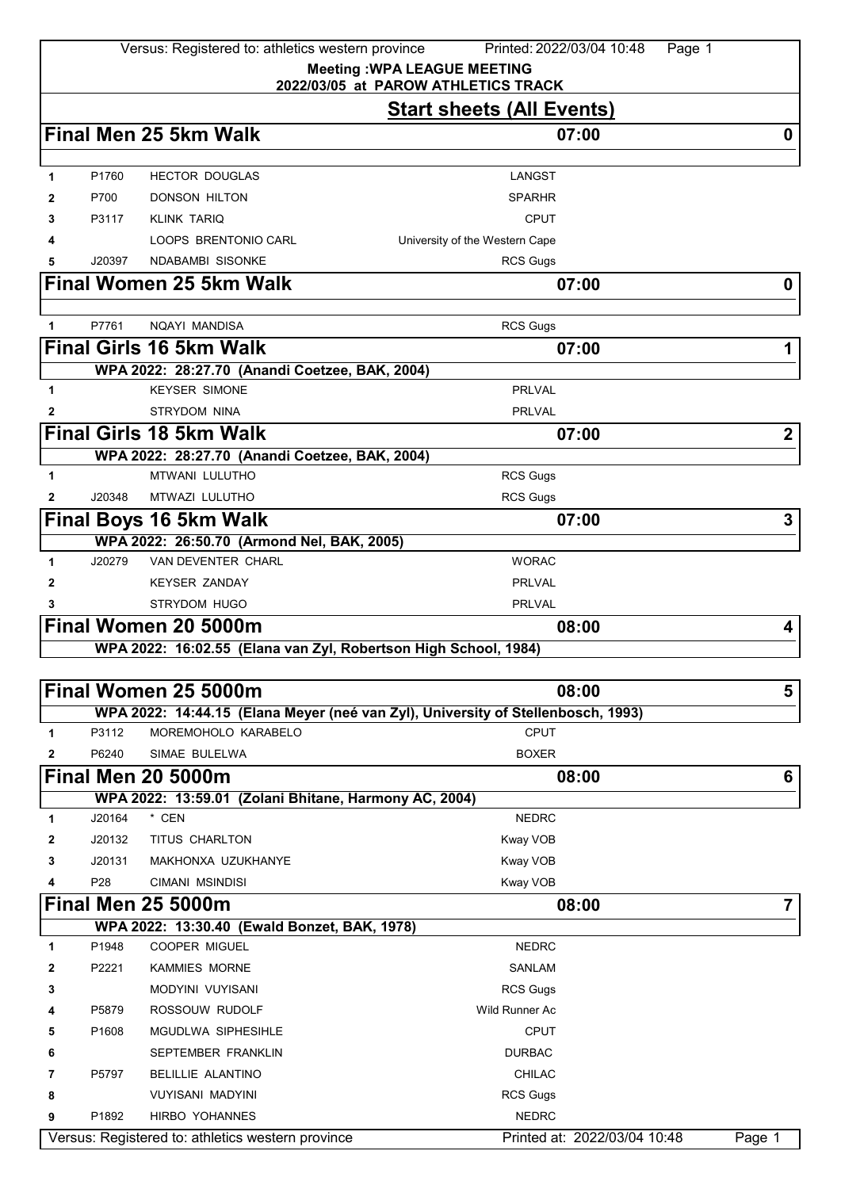**Meeting :WPA LEAGUE MEETING**
**2022/03/05 at PAROW ATHLETICS TRACK**

## Start sheets (All Events)

### Final Men 25 5km Walk — 07:00 — 0

| # | Bib | Name | Club |
|---|---|---|---|
| 1 | P1760 | HECTOR DOUGLAS | LANGST |
| 2 | P700 | DONSON HILTON | SPARHR |
| 3 | P3117 | KLINK TARIQ | CPUT |
| 4 | | LOOPS BRENTONIO CARL | University of the Western Cape |
| 5 | J20397 | NDABAMBI SISONKE | RCS Gugs |

### Final Women 25 5km Walk — 07:00 — 0

| # | Bib | Name | Club |
|---|---|---|---|
| 1 | P7761 | NQAYI MANDISA | RCS Gugs |

### Final Girls 16 5km Walk — 07:00 — 1

**WPA 2022: 28:27.70 (Anandi Coetzee, BAK, 2004)**

| # | Bib | Name | Club |
|---|---|---|---|
| 1 | | KEYSER SIMONE | PRLVAL |
| 2 | | STRYDOM NINA | PRLVAL |

### Final Girls 18 5km Walk — 07:00 — 2

**WPA 2022: 28:27.70 (Anandi Coetzee, BAK, 2004)**

| # | Bib | Name | Club |
|---|---|---|---|
| 1 | | MTWANI LULUTHO | RCS Gugs |
| 2 | J20348 | MTWAZI LULUTHO | RCS Gugs |

### Final Boys 16 5km Walk — 07:00 — 3

**WPA 2022: 26:50.70 (Armond Nel, BAK, 2005)**

| # | Bib | Name | Club |
|---|---|---|---|
| 1 | J20279 | VAN DEVENTER CHARL | WORAC |
| 2 | | KEYSER ZANDAY | PRLVAL |
| 3 | | STRYDOM HUGO | PRLVAL |

### Final Women 20 5000m — 08:00 — 4

**WPA 2022: 16:02.55 (Elana van Zyl, Robertson High School, 1984)**

### Final Women 25 5000m — 08:00 — 5

**WPA 2022: 14:44.15 (Elana Meyer (neé van Zyl), University of Stellenbosch, 1993)**

| # | Bib | Name | Club |
|---|---|---|---|
| 1 | P3112 | MOREMOHOLO KARABELO | CPUT |
| 2 | P6240 | SIMAE BULELWA | BOXER |

### Final Men 20 5000m — 08:00 — 6

**WPA 2022: 13:59.01 (Zolani Bhitane, Harmony AC, 2004)**

| # | Bib | Name | Club |
|---|---|---|---|
| 1 | J20164 | * CEN | NEDRC |
| 2 | J20132 | TITUS CHARLTON | Kway VOB |
| 3 | J20131 | MAKHONXA UZUKHANYE | Kway VOB |
| 4 | P28 | CIMANI MSINDISI | Kway VOB |

### Final Men 25 5000m — 08:00 — 7

**WPA 2022: 13:30.40 (Ewald Bonzet, BAK, 1978)**

| # | Bib | Name | Club |
|---|---|---|---|
| 1 | P1948 | COOPER MIGUEL | NEDRC |
| 2 | P2221 | KAMMIES MORNE | SANLAM |
| 3 | | MODYINI VUYISANI | RCS Gugs |
| 4 | P5879 | ROSSOUW RUDOLF | Wild Runner Ac |
| 5 | P1608 | MGUDLWA SIPHESIHLE | CPUT |
| 6 | | SEPTEMBER FRANKLIN | DURBAC |
| 7 | P5797 | BELILLIE ALANTINO | CHILAC |
| 8 | | VUYISANI MADYINI | RCS Gugs |
| 9 | P1892 | HIRBO YOHANNES | NEDRC |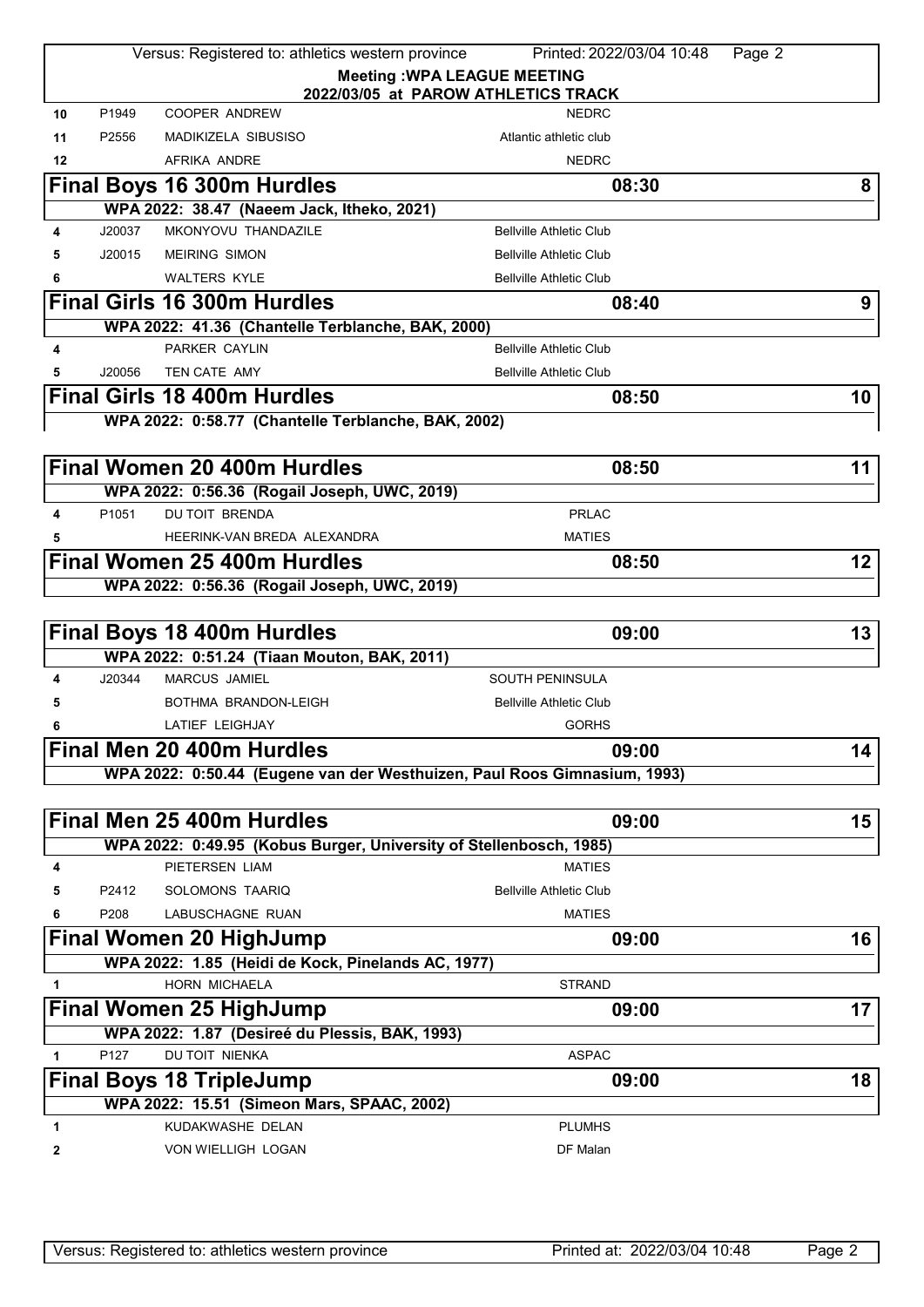**Meeting :WPA LEAGUE MEETING**
**2022/03/05 at PAROW ATHLETICS TRACK**

| | | | |
|---|---|---|---|
| 10 | P1949 | COOPER ANDREW | NEDRC |
| 11 | P2556 | MADIKIZELA SIBUSISO | Atlantic athletic club |
| 12 | | AFRIKA ANDRE | NEDRC |

## Final Boys 16 300m Hurdles — 08:30 — 8

WPA 2022: 38.47 (Naeem Jack, Itheko, 2021)

| | | | |
|---|---|---|---|
| 4 | J20037 | MKONYOVU THANDAZILE | Bellville Athletic Club |
| 5 | J20015 | MEIRING SIMON | Bellville Athletic Club |
| 6 | | WALTERS KYLE | Bellville Athletic Club |

## Final Girls 16 300m Hurdles — 08:40 — 9

WPA 2022: 41.36 (Chantelle Terblanche, BAK, 2000)

| | | | |
|---|---|---|---|
| 4 | | PARKER CAYLIN | Bellville Athletic Club |
| 5 | J20056 | TEN CATE AMY | Bellville Athletic Club |

## Final Girls 18 400m Hurdles — 08:50 — 10

WPA 2022: 0:58.77 (Chantelle Terblanche, BAK, 2002)

## Final Women 20 400m Hurdles — 08:50 — 11

WPA 2022: 0:56.36 (Rogail Joseph, UWC, 2019)

| | | | |
|---|---|---|---|
| 4 | P1051 | DU TOIT BRENDA | PRLAC |
| 5 | | HEERINK-VAN BREDA ALEXANDRA | MATIES |

## Final Women 25 400m Hurdles — 08:50 — 12

WPA 2022: 0:56.36 (Rogail Joseph, UWC, 2019)

## Final Boys 18 400m Hurdles — 09:00 — 13

WPA 2022: 0:51.24 (Tiaan Mouton, BAK, 2011)

| | | | |
|---|---|---|---|
| 4 | J20344 | MARCUS JAMIEL | SOUTH PENINSULA |
| 5 | | BOTHMA BRANDON-LEIGH | Bellville Athletic Club |
| 6 | | LATIEF LEIGHJAY | GORHS |

## Final Men 20 400m Hurdles — 09:00 — 14

WPA 2022: 0:50.44 (Eugene van der Westhuizen, Paul Roos Gimnasium, 1993)

## Final Men 25 400m Hurdles — 09:00 — 15

WPA 2022: 0:49.95 (Kobus Burger, University of Stellenbosch, 1985)

| | | | |
|---|---|---|---|
| 4 | | PIETERSEN LIAM | MATIES |
| 5 | P2412 | SOLOMONS TAARIQ | Bellville Athletic Club |
| 6 | P208 | LABUSCHAGNE RUAN | MATIES |

## Final Women 20 HighJump — 09:00 — 16

WPA 2022: 1.85 (Heidi de Kock, Pinelands AC, 1977)

| | | | |
|---|---|---|---|
| 1 | | HORN MICHAELA | STRAND |

## Final Women 25 HighJump — 09:00 — 17

WPA 2022: 1.87 (Desireé du Plessis, BAK, 1993)

| | | | |
|---|---|---|---|
| 1 | P127 | DU TOIT NIENKA | ASPAC |

## Final Boys 18 TripleJump — 09:00 — 18

WPA 2022: 15.51 (Simeon Mars, SPAAC, 2002)

| | | | |
|---|---|---|---|
| 1 | | KUDAKWASHE DELAN | PLUMHS |
| 2 | | VON WIELLIGH LOGAN | DF Malan |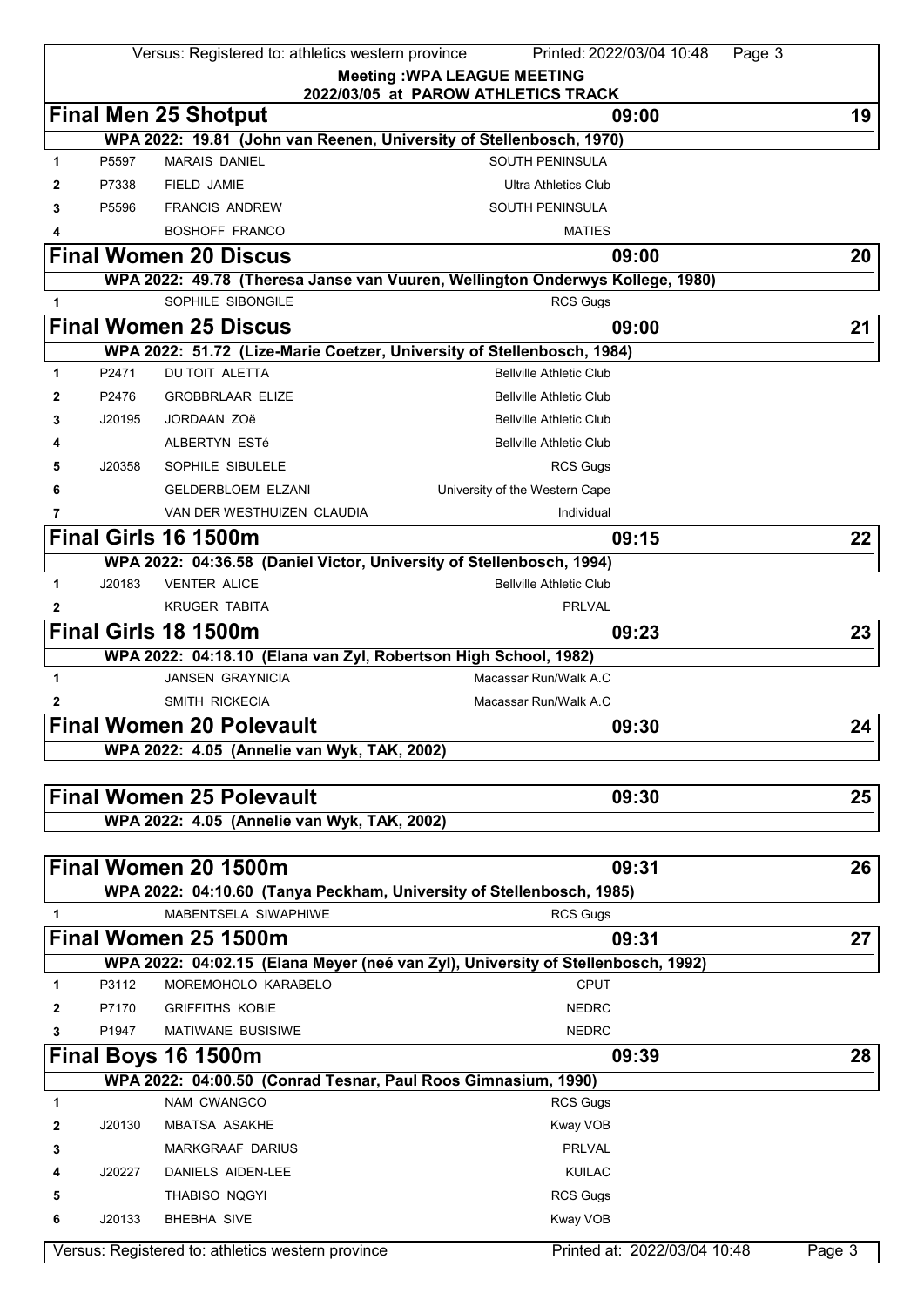**Meeting :WPA LEAGUE MEETING**
**2022/03/05 at PAROW ATHLETICS TRACK**

## Final Men 25 Shotput — 09:00 — 19

WPA 2022: 19.81 (John van Reenen, University of Stellenbosch, 1970)

| Pos | No. | Name | Club |
|---|---|---|---|
| 1 | P5597 | MARAIS DANIEL | SOUTH PENINSULA |
| 2 | P7338 | FIELD JAMIE | Ultra Athletics Club |
| 3 | P5596 | FRANCIS ANDREW | SOUTH PENINSULA |
| 4 | | BOSHOFF FRANCO | MATIES |

## Final Women 20 Discus — 09:00 — 20

WPA 2022: 49.78 (Theresa Janse van Vuuren, Wellington Onderwys Kollege, 1980)

| Pos | No. | Name | Club |
|---|---|---|---|
| 1 | | SOPHILE SIBONGILE | RCS Gugs |

## Final Women 25 Discus — 09:00 — 21

WPA 2022: 51.72 (Lize-Marie Coetzer, University of Stellenbosch, 1984)

| Pos | No. | Name | Club |
|---|---|---|---|
| 1 | P2471 | DU TOIT ALETTA | Bellville Athletic Club |
| 2 | P2476 | GROBBRLAAR ELIZE | Bellville Athletic Club |
| 3 | J20195 | JORDAAN ZOë | Bellville Athletic Club |
| 4 | | ALBERTYN ESTé | Bellville Athletic Club |
| 5 | J20358 | SOPHILE SIBULELE | RCS Gugs |
| 6 | | GELDERBLOEM ELZANI | University of the Western Cape |
| 7 | | VAN DER WESTHUIZEN CLAUDIA | Individual |

## Final Girls 16 1500m — 09:15 — 22

WPA 2022: 04:36.58 (Daniel Victor, University of Stellenbosch, 1994)

| Pos | No. | Name | Club |
|---|---|---|---|
| 1 | J20183 | VENTER ALICE | Bellville Athletic Club |
| 2 | | KRUGER TABITA | PRLVAL |

## Final Girls 18 1500m — 09:23 — 23

WPA 2022: 04:18.10 (Elana van Zyl, Robertson High School, 1982)

| Pos | No. | Name | Club |
|---|---|---|---|
| 1 | | JANSEN GRAYNICIA | Macassar Run/Walk A.C |
| 2 | | SMITH RICKECIA | Macassar Run/Walk A.C |

## Final Women 20 Polevault — 09:30 — 24

WPA 2022: 4.05 (Annelie van Wyk, TAK, 2002)

## Final Women 25 Polevault — 09:30 — 25

WPA 2022: 4.05 (Annelie van Wyk, TAK, 2002)

## Final Women 20 1500m — 09:31 — 26

WPA 2022: 04:10.60 (Tanya Peckham, University of Stellenbosch, 1985)

| Pos | No. | Name | Club |
|---|---|---|---|
| 1 | | MABENTSELA SIWAPHIWE | RCS Gugs |

## Final Women 25 1500m — 09:31 — 27

WPA 2022: 04:02.15 (Elana Meyer (neé van Zyl), University of Stellenbosch, 1992)

| Pos | No. | Name | Club |
|---|---|---|---|
| 1 | P3112 | MOREMOHOLO KARABELO | CPUT |
| 2 | P7170 | GRIFFITHS KOBIE | NEDRC |
| 3 | P1947 | MATIWANE BUSISIWE | NEDRC |

## Final Boys 16 1500m — 09:39 — 28

WPA 2022: 04:00.50 (Conrad Tesnar, Paul Roos Gimnasium, 1990)

| Pos | No. | Name | Club |
|---|---|---|---|
| 1 | | NAM CWANGCO | RCS Gugs |
| 2 | J20130 | MBATSA ASAKHE | Kway VOB |
| 3 | | MARKGRAAF DARIUS | PRLVAL |
| 4 | J20227 | DANIELS AIDEN-LEE | KUILAC |
| 5 | | THABISO NQGYI | RCS Gugs |
| 6 | J20133 | BHEBHA SIVE | Kway VOB |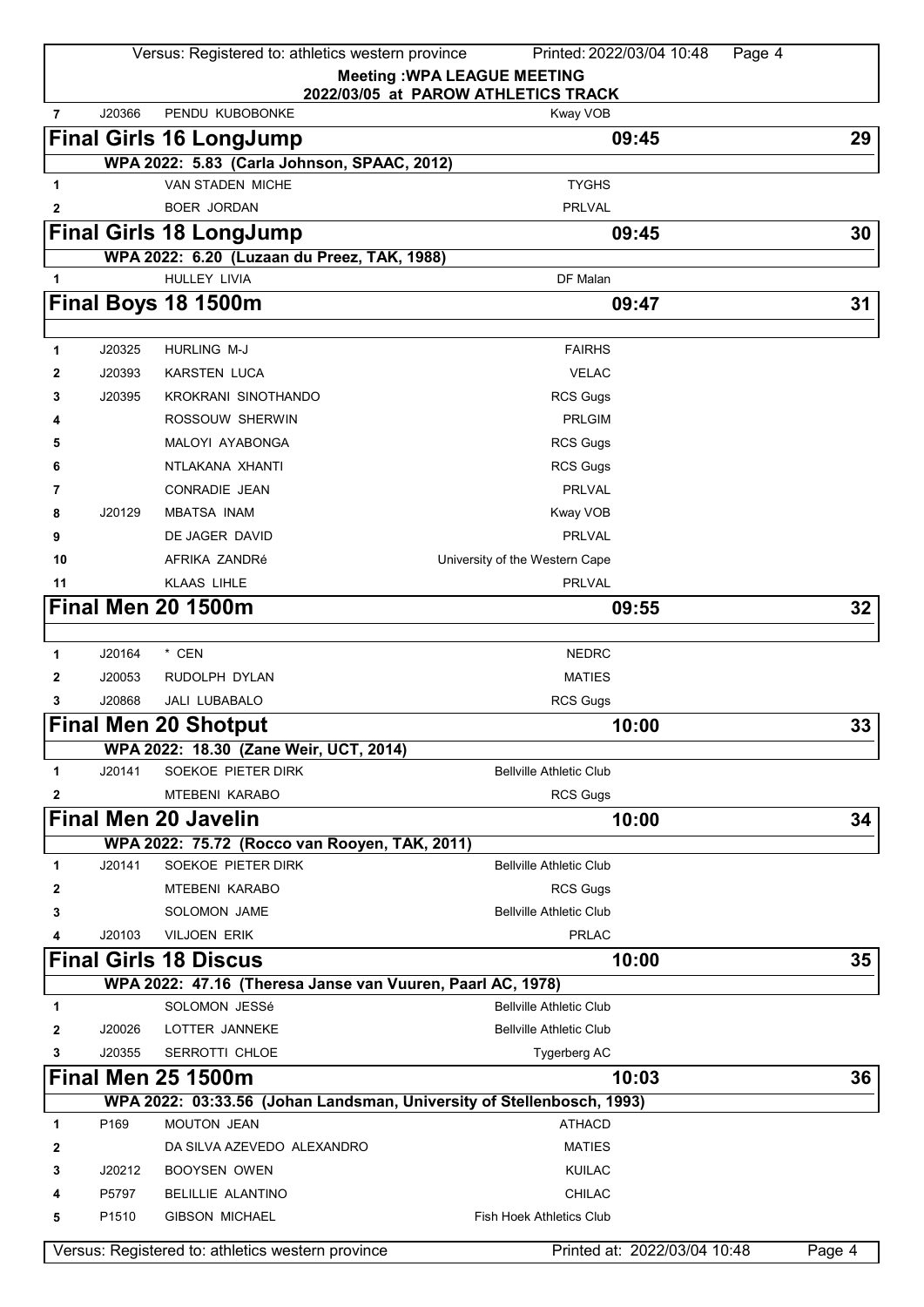**Meeting :WPA LEAGUE MEETING**
**2022/03/05 at PAROW ATHLETICS TRACK**

| 7 | J20366 | PENDU KUBOBONKE | Kway VOB |
|---|---|---|---|

## Final Girls 16 LongJump — 09:45 — 29

**WPA 2022: 5.83 (Carla Johnson, SPAAC, 2012)**

| # | No. | Name | Club |
|---|---|---|---|
| 1 | | VAN STADEN MICHE | TYGHS |
| 2 | | BOER JORDAN | PRLVAL |

## Final Girls 18 LongJump — 09:45 — 30

**WPA 2022: 6.20 (Luzaan du Preez, TAK, 1988)**

| # | No. | Name | Club |
|---|---|---|---|
| 1 | | HULLEY LIVIA | DF Malan |

## Final Boys 18 1500m — 09:47 — 31

| # | No. | Name | Club |
|---|---|---|---|
| 1 | J20325 | HURLING M-J | FAIRHS |
| 2 | J20393 | KARSTEN LUCA | VELAC |
| 3 | J20395 | KROKRANI SINOTHANDO | RCS Gugs |
| 4 | | ROSSOUW SHERWIN | PRLGIM |
| 5 | | MALOYI AYABONGA | RCS Gugs |
| 6 | | NTLAKANA XHANTI | RCS Gugs |
| 7 | | CONRADIE JEAN | PRLVAL |
| 8 | J20129 | MBATSA INAM | Kway VOB |
| 9 | | DE JAGER DAVID | PRLVAL |
| 10 | | AFRIKA ZANDRé | University of the Western Cape |
| 11 | | KLAAS LIHLE | PRLVAL |

## Final Men 20 1500m — 09:55 — 32

| # | No. | Name | Club |
|---|---|---|---|
| 1 | J20164 | * CEN | NEDRC |
| 2 | J20053 | RUDOLPH DYLAN | MATIES |
| 3 | J20868 | JALI LUBABALO | RCS Gugs |

## Final Men 20 Shotput — 10:00 — 33

**WPA 2022: 18.30 (Zane Weir, UCT, 2014)**

| # | No. | Name | Club |
|---|---|---|---|
| 1 | J20141 | SOEKOE PIETER DIRK | Bellville Athletic Club |
| 2 | | MTEBENI KARABO | RCS Gugs |

## Final Men 20 Javelin — 10:00 — 34

**WPA 2022: 75.72 (Rocco van Rooyen, TAK, 2011)**

| # | No. | Name | Club |
|---|---|---|---|
| 1 | J20141 | SOEKOE PIETER DIRK | Bellville Athletic Club |
| 2 | | MTEBENI KARABO | RCS Gugs |
| 3 | | SOLOMON JAME | Bellville Athletic Club |
| 4 | J20103 | VILJOEN ERIK | PRLAC |

## Final Girls 18 Discus — 10:00 — 35

**WPA 2022: 47.16 (Theresa Janse van Vuuren, Paarl AC, 1978)**

| # | No. | Name | Club |
|---|---|---|---|
| 1 | | SOLOMON JESSé | Bellville Athletic Club |
| 2 | J20026 | LOTTER JANNEKE | Bellville Athletic Club |
| 3 | J20355 | SERROTTI CHLOE | Tygerberg AC |

## Final Men 25 1500m — 10:03 — 36

**WPA 2022: 03:33.56 (Johan Landsman, University of Stellenbosch, 1993)**

| # | No. | Name | Club |
|---|---|---|---|
| 1 | P169 | MOUTON JEAN | ATHACD |
| 2 | | DA SILVA AZEVEDO ALEXANDRO | MATIES |
| 3 | J20212 | BOOYSEN OWEN | KUILAC |
| 4 | P5797 | BELILLIE ALANTINO | CHILAC |
| 5 | P1510 | GIBSON MICHAEL | Fish Hoek Athletics Club |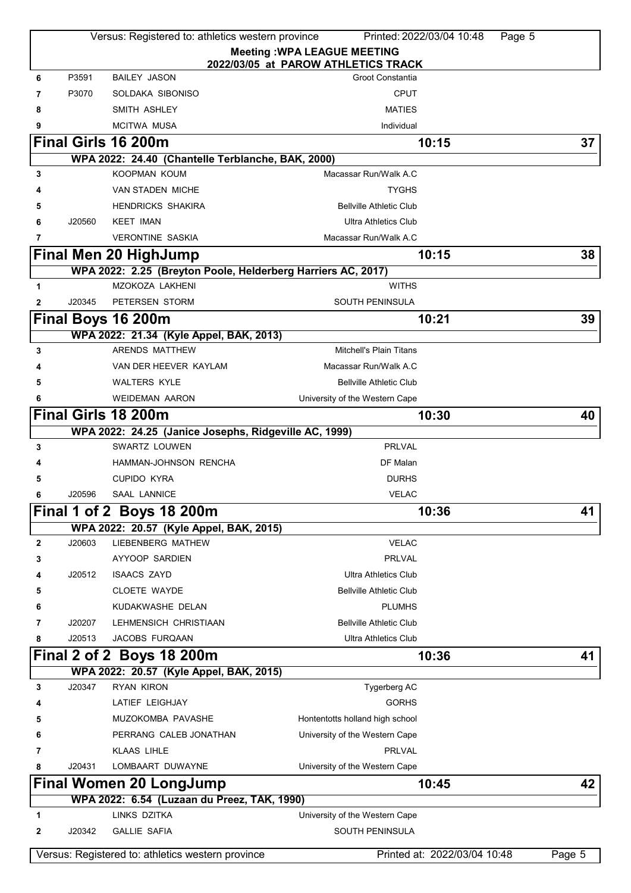**Meeting :WPA LEAGUE MEETING**
**2022/03/05 at PAROW ATHLETICS TRACK**

| | | | |
|---|---|---|---|
| 6 | P3591 | BAILEY JASON | Groot Constantia |
| 7 | P3070 | SOLDAKA SIBONISO | CPUT |
| 8 | | SMITH ASHLEY | MATIES |
| 9 | | MCITWA MUSA | Individual |

## Final Girls 16 200m — 10:15 — 37

**WPA 2022: 24.40 (Chantelle Terblanche, BAK, 2000)**

| | | | |
|---|---|---|---|
| 3 | | KOOPMAN KOUM | Macassar Run/Walk A.C |
| 4 | | VAN STADEN MICHE | TYGHS |
| 5 | | HENDRICKS SHAKIRA | Bellville Athletic Club |
| 6 | J20560 | KEET IMAN | Ultra Athletics Club |
| 7 | | VERONTINE SASKIA | Macassar Run/Walk A.C |

## Final Men 20 HighJump — 10:15 — 38

**WPA 2022: 2.25 (Breyton Poole, Helderberg Harriers AC, 2017)**

| | | | |
|---|---|---|---|
| 1 | | MZOKOZA LAKHENI | WITHS |
| 2 | J20345 | PETERSEN STORM | SOUTH PENINSULA |

## Final Boys 16 200m — 10:21 — 39

**WPA 2022: 21.34 (Kyle Appel, BAK, 2013)**

| | | | |
|---|---|---|---|
| 3 | | ARENDS MATTHEW | Mitchell's Plain Titans |
| 4 | | VAN DER HEEVER KAYLAM | Macassar Run/Walk A.C |
| 5 | | WALTERS KYLE | Bellville Athletic Club |
| 6 | | WEIDEMAN AARON | University of the Western Cape |

## Final Girls 18 200m — 10:30 — 40

**WPA 2022: 24.25 (Janice Josephs, Ridgeville AC, 1999)**

| | | | |
|---|---|---|---|
| 3 | | SWARTZ LOUWEN | PRLVAL |
| 4 | | HAMMAN-JOHNSON RENCHA | DF Malan |
| 5 | | CUPIDO KYRA | DURHS |
| 6 | J20596 | SAAL LANNICE | VELAC |

## Final 1 of 2 Boys 18 200m — 10:36 — 41

**WPA 2022: 20.57 (Kyle Appel, BAK, 2015)**

| | | | |
|---|---|---|---|
| 2 | J20603 | LIEBENBERG MATHEW | VELAC |
| 3 | | AYYOOP SARDIEN | PRLVAL |
| 4 | J20512 | ISAACS ZAYD | Ultra Athletics Club |
| 5 | | CLOETE WAYDE | Bellville Athletic Club |
| 6 | | KUDAKWASHE DELAN | PLUMHS |
| 7 | J20207 | LEHMENSICH CHRISTIAAN | Bellville Athletic Club |
| 8 | J20513 | JACOBS FURQAAN | Ultra Athletics Club |

## Final 2 of 2 Boys 18 200m — 10:36 — 41

**WPA 2022: 20.57 (Kyle Appel, BAK, 2015)**

| | | | |
|---|---|---|---|
| 3 | J20347 | RYAN KIRON | Tygerberg AC |
| 4 | | LATIEF LEIGHJAY | GORHS |
| 5 | | MUZOKOMBA PAVASHE | Hontentotts holland high school |
| 6 | | PERRANG CALEB JONATHAN | University of the Western Cape |
| 7 | | KLAAS LIHLE | PRLVAL |
| 8 | J20431 | LOMBAART DUWAYNE | University of the Western Cape |

## Final Women 20 LongJump — 10:45 — 42

**WPA 2022: 6.54 (Luzaan du Preez, TAK, 1990)**

| | | | |
|---|---|---|---|
| 1 | | LINKS DZITKA | University of the Western Cape |
| 2 | J20342 | GALLIE SAFIA | SOUTH PENINSULA |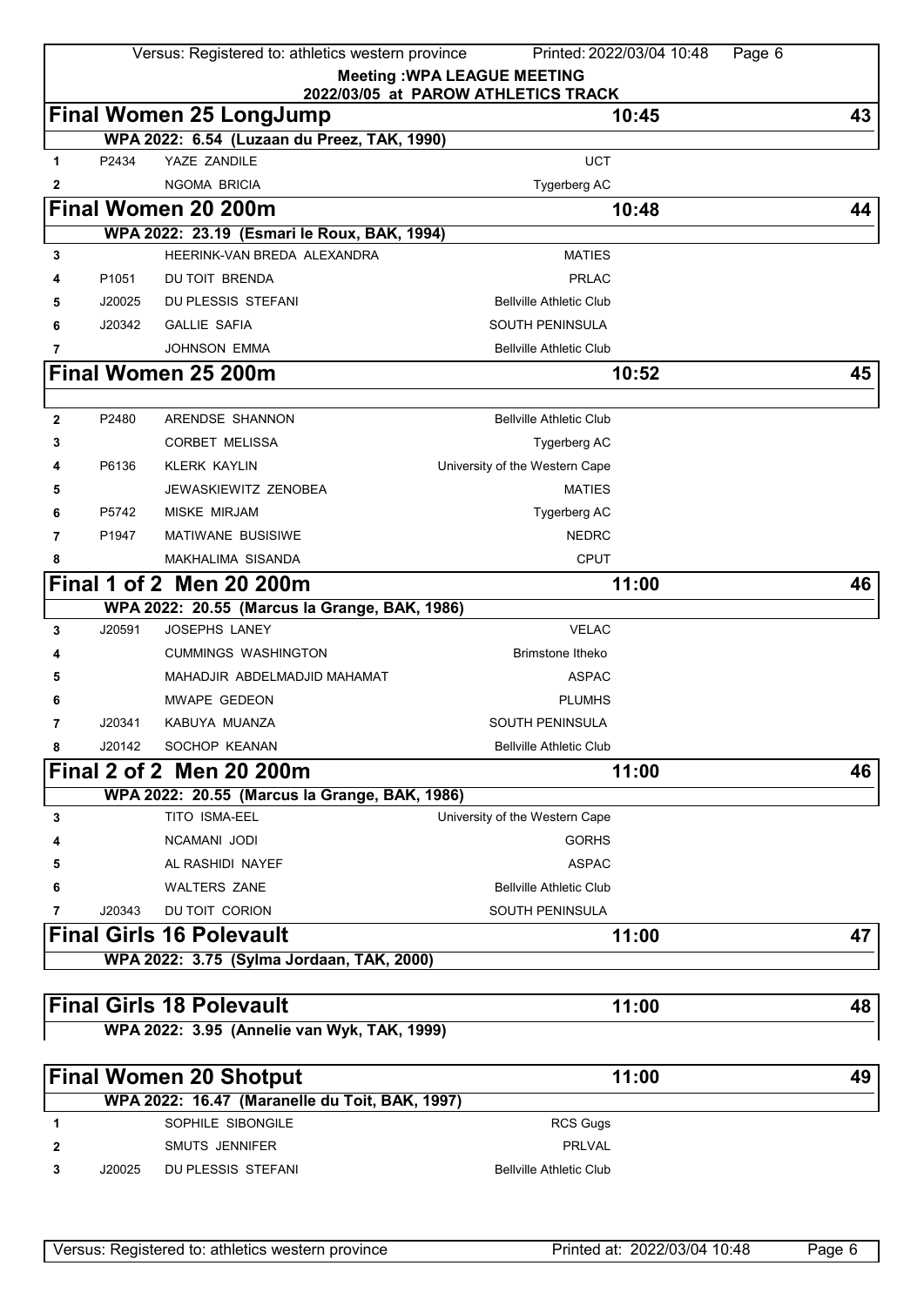**Meeting :WPA LEAGUE MEETING**
**2022/03/05 at PAROW ATHLETICS TRACK**

## Final Women 25 LongJump — 10:45 — 43

WPA 2022: 6.54 (Luzaan du Preez, TAK, 1990)

| | | | |
|---|---|---|---|
| 1 | P2434 | YAZE ZANDILE | UCT |
| 2 | | NGOMA BRICIA | Tygerberg AC |

## Final Women 20 200m — 10:48 — 44

WPA 2022: 23.19 (Esmari le Roux, BAK, 1994)

| | | | |
|---|---|---|---|
| 3 | | HEERINK-VAN BREDA ALEXANDRA | MATIES |
| 4 | P1051 | DU TOIT BRENDA | PRLAC |
| 5 | J20025 | DU PLESSIS STEFANI | Bellville Athletic Club |
| 6 | J20342 | GALLIE SAFIA | SOUTH PENINSULA |
| 7 | | JOHNSON EMMA | Bellville Athletic Club |

## Final Women 25 200m — 10:52 — 45

| | | | |
|---|---|---|---|
| 2 | P2480 | ARENDSE SHANNON | Bellville Athletic Club |
| 3 | | CORBET MELISSA | Tygerberg AC |
| 4 | P6136 | KLERK KAYLIN | University of the Western Cape |
| 5 | | JEWASKIEWITZ ZENOBEA | MATIES |
| 6 | P5742 | MISKE MIRJAM | Tygerberg AC |
| 7 | P1947 | MATIWANE BUSISIWE | NEDRC |
| 8 | | MAKHALIMA SISANDA | CPUT |

## Final 1 of 2 Men 20 200m — 11:00 — 46

WPA 2022: 20.55 (Marcus la Grange, BAK, 1986)

| | | | |
|---|---|---|---|
| 3 | J20591 | JOSEPHS LANEY | VELAC |
| 4 | | CUMMINGS WASHINGTON | Brimstone Itheko |
| 5 | | MAHADJIR ABDELMADJID MAHAMAT | ASPAC |
| 6 | | MWAPE GEDEON | PLUMHS |
| 7 | J20341 | KABUYA MUANZA | SOUTH PENINSULA |
| 8 | J20142 | SOCHOP KEANAN | Bellville Athletic Club |

## Final 2 of 2 Men 20 200m — 11:00 — 46

WPA 2022: 20.55 (Marcus la Grange, BAK, 1986)

| | | | |
|---|---|---|---|
| 3 | | TITO ISMA-EEL | University of the Western Cape |
| 4 | | NCAMANI JODI | GORHS |
| 5 | | AL RASHIDI NAYEF | ASPAC |
| 6 | | WALTERS ZANE | Bellville Athletic Club |
| 7 | J20343 | DU TOIT CORION | SOUTH PENINSULA |

## Final Girls 16 Polevault — 11:00 — 47

WPA 2022: 3.75 (Sylma Jordaan, TAK, 2000)

## Final Girls 18 Polevault — 11:00 — 48

WPA 2022: 3.95 (Annelie van Wyk, TAK, 1999)

## Final Women 20 Shotput — 11:00 — 49

WPA 2022: 16.47 (Maranelle du Toit, BAK, 1997)

| | | | |
|---|---|---|---|
| 1 | | SOPHILE SIBONGILE | RCS Gugs |
| 2 | | SMUTS JENNIFER | PRLVAL |
| 3 | J20025 | DU PLESSIS STEFANI | Bellville Athletic Club |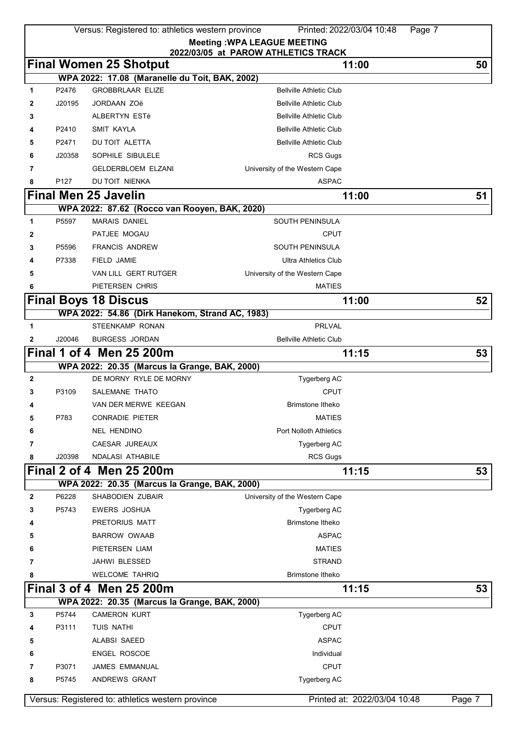**Meeting :WPA LEAGUE MEETING**
**2022/03/05 at PAROW ATHLETICS TRACK**

## Final Women 25 Shotput — 11:00 — 50

WPA 2022: 17.08 (Maranelle du Toit, BAK, 2002)

| | | | |
|---|---|---|---|
| 1 | P2476 | GROBBRLAAR ELIZE | Bellville Athletic Club |
| 2 | J20195 | JORDAAN ZOë | Bellville Athletic Club |
| 3 | | ALBERTYN ESTé | Bellville Athletic Club |
| 4 | P2410 | SMIT KAYLA | Bellville Athletic Club |
| 5 | P2471 | DU TOIT ALETTA | Bellville Athletic Club |
| 6 | J20358 | SOPHILE SIBULELE | RCS Gugs |
| 7 | | GELDERBLOEM ELZANI | University of the Western Cape |
| 8 | P127 | DU TOIT NIENKA | ASPAC |

## Final Men 25 Javelin — 11:00 — 51

WPA 2022: 87.62 (Rocco van Rooyen, BAK, 2020)

| | | | |
|---|---|---|---|
| 1 | P5597 | MARAIS DANIEL | SOUTH PENINSULA |
| 2 | | PATJEE MOGAU | CPUT |
| 3 | P5596 | FRANCIS ANDREW | SOUTH PENINSULA |
| 4 | P7338 | FIELD JAMIE | Ultra Athletics Club |
| 5 | | VAN LILL GERT RUTGER | University of the Western Cape |
| 6 | | PIETERSEN CHRIS | MATIES |

## Final Boys 18 Discus — 11:00 — 52

WPA 2022: 54.86 (Dirk Hanekom, Strand AC, 1983)

| | | | |
|---|---|---|---|
| 1 | | STEENKAMP RONAN | PRLVAL |
| 2 | J20046 | BURGESS JORDAN | Bellville Athletic Club |

## Final 1 of 4 Men 25 200m — 11:15 — 53

WPA 2022: 20.35 (Marcus la Grange, BAK, 2000)

| | | | |
|---|---|---|---|
| 2 | | DE MORNY RYLE DE MORNY | Tygerberg AC |
| 3 | P3109 | SALEMANE THATO | CPUT |
| 4 | | VAN DER MERWE KEEGAN | Brimstone Itheko |
| 5 | P783 | CONRADIE PIETER | MATIES |
| 6 | | NEL HENDINO | Port Nolloth Athletics |
| 7 | | CAESAR JUREAUX | Tygerberg AC |
| 8 | J20398 | NDALASI ATHABILE | RCS Gugs |

## Final 2 of 4 Men 25 200m — 11:15 — 53

WPA 2022: 20.35 (Marcus la Grange, BAK, 2000)

| | | | |
|---|---|---|---|
| 2 | P6228 | SHABODIEN ZUBAIR | University of the Western Cape |
| 3 | P5743 | EWERS JOSHUA | Tygerberg AC |
| 4 | | PRETORIUS MATT | Brimstone Itheko |
| 5 | | BARROW OWAAB | ASPAC |
| 6 | | PIETERSEN LIAM | MATIES |
| 7 | | JAHWI BLESSED | STRAND |
| 8 | | WELCOME TAHRIQ | Brimstone Itheko |

## Final 3 of 4 Men 25 200m — 11:15 — 53

WPA 2022: 20.35 (Marcus la Grange, BAK, 2000)

| | | | |
|---|---|---|---|
| 3 | P5744 | CAMERON KURT | Tygerberg AC |
| 4 | P3111 | TUIS NATHI | CPUT |
| 5 | | ALABSI SAEED | ASPAC |
| 6 | | ENGEL ROSCOE | Individual |
| 7 | P3071 | JAMES EMMANUAL | CPUT |
| 8 | P5745 | ANDREWS GRANT | Tygerberg AC |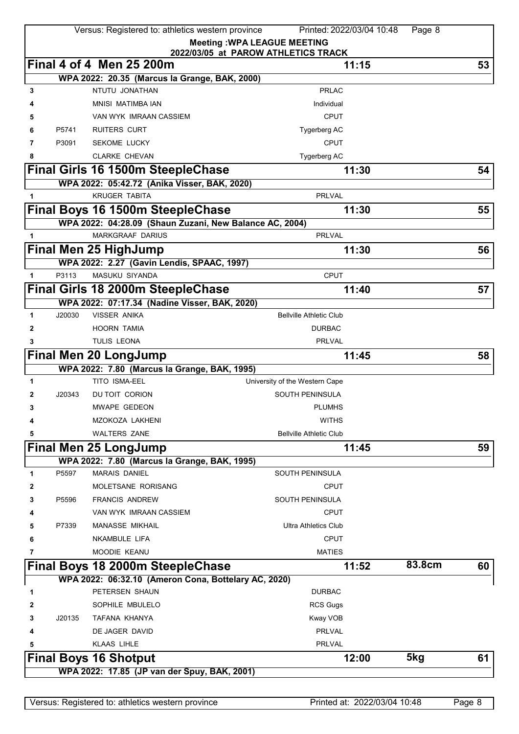**Meeting :WPA LEAGUE MEETING**
**2022/03/05 at PAROW ATHLETICS TRACK**

## Final 4 of 4 Men 25 200m — 11:15 — 53

**WPA 2022: 20.35 (Marcus la Grange, BAK, 2000)**

| | | | |
|---|---|---|---|
| 3 | | NTUTU JONATHAN | PRLAC |
| 4 | | MNISI MATIMBA IAN | Individual |
| 5 | | VAN WYK IMRAAN CASSIEM | CPUT |
| 6 | P5741 | RUITERS CURT | Tygerberg AC |
| 7 | P3091 | SEKOME LUCKY | CPUT |
| 8 | | CLARKE CHEVAN | Tygerberg AC |

## Final Girls 16 1500m SteepleChase — 11:30 — 54

**WPA 2022: 05:42.72 (Anika Visser, BAK, 2020)**

| | | | |
|---|---|---|---|
| 1 | | KRUGER TABITA | PRLVAL |

## Final Boys 16 1500m SteepleChase — 11:30 — 55

**WPA 2022: 04:28.09 (Shaun Zuzani, New Balance AC, 2004)**

| | | | |
|---|---|---|---|
| 1 | | MARKGRAAF DARIUS | PRLVAL |

## Final Men 25 HighJump — 11:30 — 56

**WPA 2022: 2.27 (Gavin Lendis, SPAAC, 1997)**

| | | | |
|---|---|---|---|
| 1 | P3113 | MASUKU SIYANDA | CPUT |

## Final Girls 18 2000m SteepleChase — 11:40 — 57

**WPA 2022: 07:17.34 (Nadine Visser, BAK, 2020)**

| | | | |
|---|---|---|---|
| 1 | J20030 | VISSER ANIKA | Bellville Athletic Club |
| 2 | | HOORN TAMIA | DURBAC |
| 3 | | TULIS LEONA | PRLVAL |

## Final Men 20 LongJump — 11:45 — 58

**WPA 2022: 7.80 (Marcus la Grange, BAK, 1995)**

| | | | |
|---|---|---|---|
| 1 | | TITO ISMA-EEL | University of the Western Cape |
| 2 | J20343 | DU TOIT CORION | SOUTH PENINSULA |
| 3 | | MWAPE GEDEON | PLUMHS |
| 4 | | MZOKOZA LAKHENI | WITHS |
| 5 | | WALTERS ZANE | Bellville Athletic Club |

## Final Men 25 LongJump — 11:45 — 59

**WPA 2022: 7.80 (Marcus la Grange, BAK, 1995)**

| | | | |
|---|---|---|---|
| 1 | P5597 | MARAIS DANIEL | SOUTH PENINSULA |
| 2 | | MOLETSANE RORISANG | CPUT |
| 3 | P5596 | FRANCIS ANDREW | SOUTH PENINSULA |
| 4 | | VAN WYK IMRAAN CASSIEM | CPUT |
| 5 | P7339 | MANASSE MIKHAIL | Ultra Athletics Club |
| 6 | | NKAMBULE LIFA | CPUT |
| 7 | | MOODIE KEANU | MATIES |

## Final Boys 18 2000m SteepleChase — 11:52 — 83.8cm — 60

**WPA 2022: 06:32.10 (Ameron Cona, Bottelary AC, 2020)**

| | | | |
|---|---|---|---|
| 1 | | PETERSEN SHAUN | DURBAC |
| 2 | | SOPHILE MBULELO | RCS Gugs |
| 3 | J20135 | TAFANA KHANYA | Kway VOB |
| 4 | | DE JAGER DAVID | PRLVAL |
| 5 | | KLAAS LIHLE | PRLVAL |

## Final Boys 16 Shotput — 12:00 — 5kg — 61

**WPA 2022: 17.85 (JP van der Spuy, BAK, 2001)**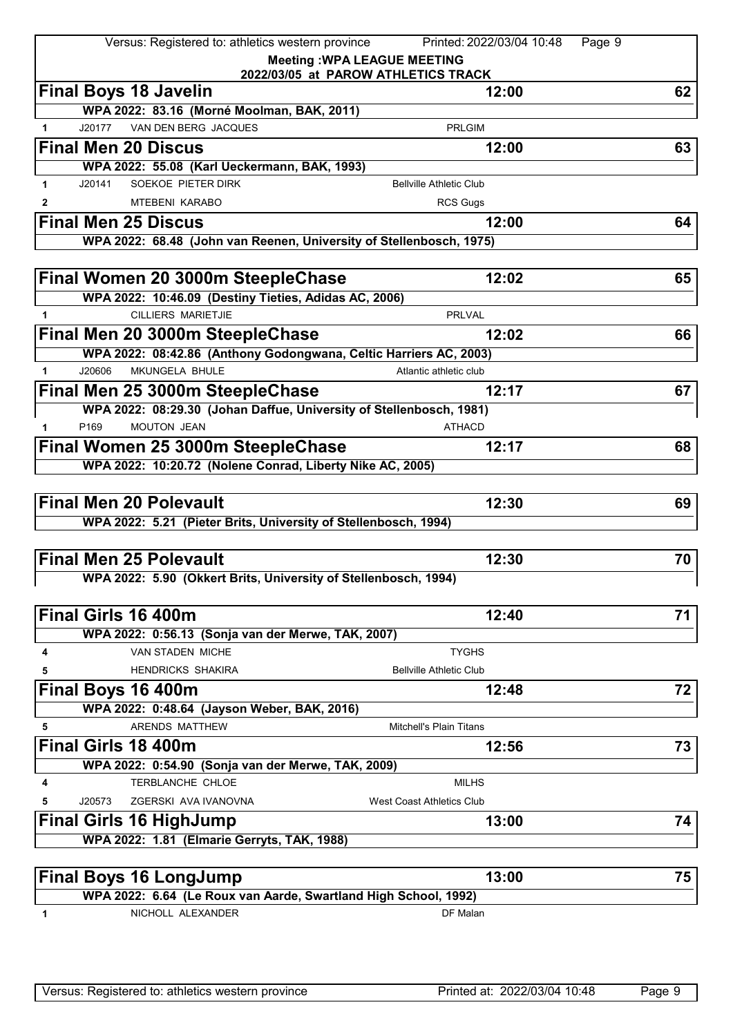**Meeting :WPA LEAGUE MEETING**
**2022/03/05 at PAROW ATHLETICS TRACK**

## Final Boys 18 Javelin — 12:00 — 62

WPA 2022: 83.16 (Morné Moolman, BAK, 2011)

| | | | |
|---|---|---|---|
| 1 | J20177 | VAN DEN BERG JACQUES | PRLGIM |

## Final Men 20 Discus — 12:00 — 63

WPA 2022: 55.08 (Karl Ueckermann, BAK, 1993)

| | | | |
|---|---|---|---|
| 1 | J20141 | SOEKOE PIETER DIRK | Bellville Athletic Club |
| 2 | | MTEBENI KARABO | RCS Gugs |

## Final Men 25 Discus — 12:00 — 64

WPA 2022: 68.48 (John van Reenen, University of Stellenbosch, 1975)

## Final Women 20 3000m SteepleChase — 12:02 — 65

WPA 2022: 10:46.09 (Destiny Tieties, Adidas AC, 2006)

| | | | |
|---|---|---|---|
| 1 | | CILLIERS MARIETJIE | PRLVAL |

## Final Men 20 3000m SteepleChase — 12:02 — 66

WPA 2022: 08:42.86 (Anthony Godongwana, Celtic Harriers AC, 2003)

| | | | |
|---|---|---|---|
| 1 | J20606 | MKUNGELA BHULE | Atlantic athletic club |

## Final Men 25 3000m SteepleChase — 12:17 — 67

WPA 2022: 08:29.30 (Johan Daffue, University of Stellenbosch, 1981)

| | | | |
|---|---|---|---|
| 1 | P169 | MOUTON JEAN | ATHACD |

## Final Women 25 3000m SteepleChase — 12:17 — 68

WPA 2022: 10:20.72 (Nolene Conrad, Liberty Nike AC, 2005)

## Final Men 20 Polevault — 12:30 — 69

WPA 2022: 5.21 (Pieter Brits, University of Stellenbosch, 1994)

## Final Men 25 Polevault — 12:30 — 70

WPA 2022: 5.90 (Okkert Brits, University of Stellenbosch, 1994)

## Final Girls 16 400m — 12:40 — 71

WPA 2022: 0:56.13 (Sonja van der Merwe, TAK, 2007)

| | | | |
|---|---|---|---|
| 4 | | VAN STADEN MICHE | TYGHS |
| 5 | | HENDRICKS SHAKIRA | Bellville Athletic Club |

## Final Boys 16 400m — 12:48 — 72

WPA 2022: 0:48.64 (Jayson Weber, BAK, 2016)

| | | | |
|---|---|---|---|
| 5 | | ARENDS MATTHEW | Mitchell's Plain Titans |

## Final Girls 18 400m — 12:56 — 73

WPA 2022: 0:54.90 (Sonja van der Merwe, TAK, 2009)

| | | | |
|---|---|---|---|
| 4 | | TERBLANCHE CHLOE | MILHS |
| 5 | J20573 | ZGERSKI AVA IVANOVNA | West Coast Athletics Club |

## Final Girls 16 HighJump — 13:00 — 74

WPA 2022: 1.81 (Elmarie Gerryts, TAK, 1988)

## Final Boys 16 LongJump — 13:00 — 75

WPA 2022: 6.64 (Le Roux van Aarde, Swartland High School, 1992)

| | | | |
|---|---|---|---|
| 1 | | NICHOLL ALEXANDER | DF Malan |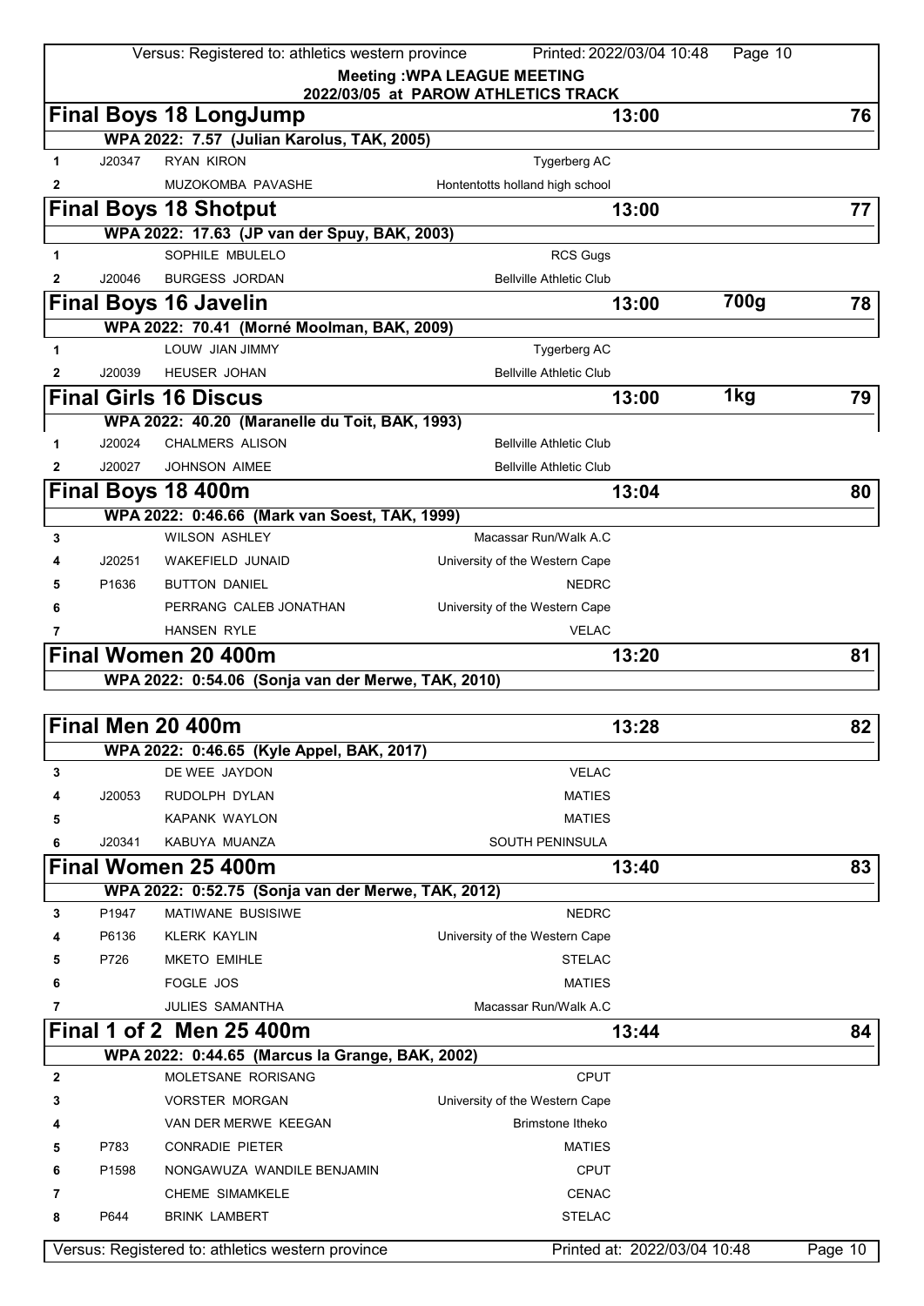**Meeting :WPA LEAGUE MEETING**

**2022/03/05 at PAROW ATHLETICS TRACK**

## Final Boys 18 LongJump — 13:00 — 76

WPA 2022: 7.57 (Julian Karolus, TAK, 2005)

| | | | |
|---|---|---|---|
| 1 | J20347 | RYAN KIRON | Tygerberg AC |
| 2 | | MUZOKOMBA PAVASHE | Hontentotts holland high school |

## Final Boys 18 Shotput — 13:00 — 77

WPA 2022: 17.63 (JP van der Spuy, BAK, 2003)

| | | | |
|---|---|---|---|
| 1 | | SOPHILE MBULELO | RCS Gugs |
| 2 | J20046 | BURGESS JORDAN | Bellville Athletic Club |

## Final Boys 16 Javelin — 13:00 — 700g — 78

WPA 2022: 70.41 (Morné Moolman, BAK, 2009)

| | | | |
|---|---|---|---|
| 1 | | LOUW JIAN JIMMY | Tygerberg AC |
| 2 | J20039 | HEUSER JOHAN | Bellville Athletic Club |

## Final Girls 16 Discus — 13:00 — 1kg — 79

WPA 2022: 40.20 (Maranelle du Toit, BAK, 1993)

| | | | |
|---|---|---|---|
| 1 | J20024 | CHALMERS ALISON | Bellville Athletic Club |
| 2 | J20027 | JOHNSON AIMEE | Bellville Athletic Club |

## Final Boys 18 400m — 13:04 — 80

WPA 2022: 0:46.66 (Mark van Soest, TAK, 1999)

| | | | |
|---|---|---|---|
| 3 | | WILSON ASHLEY | Macassar Run/Walk A.C |
| 4 | J20251 | WAKEFIELD JUNAID | University of the Western Cape |
| 5 | P1636 | BUTTON DANIEL | NEDRC |
| 6 | | PERRANG CALEB JONATHAN | University of the Western Cape |
| 7 | | HANSEN RYLE | VELAC |

## Final Women 20 400m — 13:20 — 81

WPA 2022: 0:54.06 (Sonja van der Merwe, TAK, 2010)

## Final Men 20 400m — 13:28 — 82

WPA 2022: 0:46.65 (Kyle Appel, BAK, 2017)

| | | | |
|---|---|---|---|
| 3 | | DE WEE JAYDON | VELAC |
| 4 | J20053 | RUDOLPH DYLAN | MATIES |
| 5 | | KAPANK WAYLON | MATIES |
| 6 | J20341 | KABUYA MUANZA | SOUTH PENINSULA |

## Final Women 25 400m — 13:40 — 83

WPA 2022: 0:52.75 (Sonja van der Merwe, TAK, 2012)

| | | | |
|---|---|---|---|
| 3 | P1947 | MATIWANE BUSISIWE | NEDRC |
| 4 | P6136 | KLERK KAYLIN | University of the Western Cape |
| 5 | P726 | MKETO EMIHLE | STELAC |
| 6 | | FOGLE JOS | MATIES |
| 7 | | JULIES SAMANTHA | Macassar Run/Walk A.C |

## Final 1 of 2 Men 25 400m — 13:44 — 84

WPA 2022: 0:44.65 (Marcus la Grange, BAK, 2002)

| | | | |
|---|---|---|---|
| 2 | | MOLETSANE RORISANG | CPUT |
| 3 | | VORSTER MORGAN | University of the Western Cape |
| 4 | | VAN DER MERWE KEEGAN | Brimstone Itheko |
| 5 | P783 | CONRADIE PIETER | MATIES |
| 6 | P1598 | NONGAWUZA WANDILE BENJAMIN | CPUT |
| 7 | | CHEME SIMAMKELE | CENAC |
| 8 | P644 | BRINK LAMBERT | STELAC |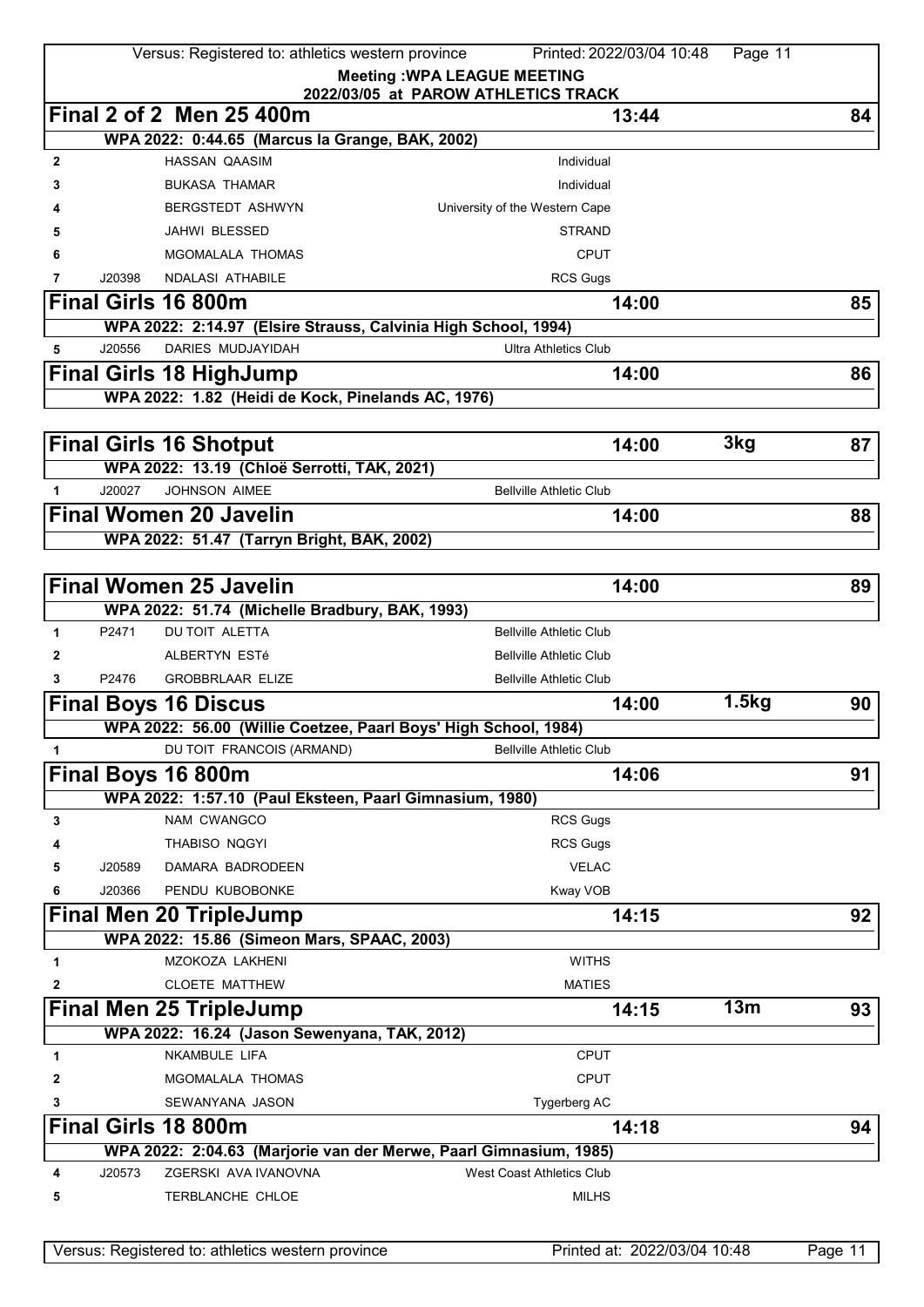**Meeting :WPA LEAGUE MEETING**
**2022/03/05 at PAROW ATHLETICS TRACK**

## Final 2 of 2 Men 25 400m — 13:44 — 84

WPA 2022: 0:44.65 (Marcus la Grange, BAK, 2002)

| Lane | Number | Name | Club |
|---|---|---|---|
| 2 | | HASSAN QAASIM | Individual |
| 3 | | BUKASA THAMAR | Individual |
| 4 | | BERGSTEDT ASHWYN | University of the Western Cape |
| 5 | | JAHWI BLESSED | STRAND |
| 6 | | MGOMALALA THOMAS | CPUT |
| 7 | J20398 | NDALASI ATHABILE | RCS Gugs |

## Final Girls 16 800m — 14:00 — 85

WPA 2022: 2:14.97 (Elsire Strauss, Calvinia High School, 1994)

| Lane | Number | Name | Club |
|---|---|---|---|
| 5 | J20556 | DARIES MUDJAYIDAH | Ultra Athletics Club |

## Final Girls 18 HighJump — 14:00 — 86

WPA 2022: 1.82 (Heidi de Kock, Pinelands AC, 1976)

## Final Girls 16 Shotput — 14:00 — 3kg — 87

WPA 2022: 13.19 (Chloë Serrotti, TAK, 2021)

| Order | Number | Name | Club |
|---|---|---|---|
| 1 | J20027 | JOHNSON AIMEE | Bellville Athletic Club |

## Final Women 20 Javelin — 14:00 — 88

WPA 2022: 51.47 (Tarryn Bright, BAK, 2002)

## Final Women 25 Javelin — 14:00 — 89

WPA 2022: 51.74 (Michelle Bradbury, BAK, 1993)

| Order | Number | Name | Club |
|---|---|---|---|
| 1 | P2471 | DU TOIT ALETTA | Bellville Athletic Club |
| 2 | | ALBERTYN ESTé | Bellville Athletic Club |
| 3 | P2476 | GROBBRLAAR ELIZE | Bellville Athletic Club |

## Final Boys 16 Discus — 14:00 — 1.5kg — 90

WPA 2022: 56.00 (Willie Coetzee, Paarl Boys' High School, 1984)

| Order | Number | Name | Club |
|---|---|---|---|
| 1 | | DU TOIT FRANCOIS (ARMAND) | Bellville Athletic Club |

## Final Boys 16 800m — 14:06 — 91

WPA 2022: 1:57.10 (Paul Eksteen, Paarl Gimnasium, 1980)

| Lane | Number | Name | Club |
|---|---|---|---|
| 3 | | NAM CWANGCO | RCS Gugs |
| 4 | | THABISO NQGYI | RCS Gugs |
| 5 | J20589 | DAMARA BADRODEEN | VELAC |
| 6 | J20366 | PENDU KUBOBONKE | Kway VOB |

## Final Men 20 TripleJump — 14:15 — 92

WPA 2022: 15.86 (Simeon Mars, SPAAC, 2003)

| Order | Number | Name | Club |
|---|---|---|---|
| 1 | | MZOKOZA LAKHENI | WITHS |
| 2 | | CLOETE MATTHEW | MATIES |

## Final Men 25 TripleJump — 14:15 — 13m — 93

WPA 2022: 16.24 (Jason Sewenyana, TAK, 2012)

| Order | Number | Name | Club |
|---|---|---|---|
| 1 | | NKAMBULE LIFA | CPUT |
| 2 | | MGOMALALA THOMAS | CPUT |
| 3 | | SEWANYANA JASON | Tygerberg AC |

## Final Girls 18 800m — 14:18 — 94

WPA 2022: 2:04.63 (Marjorie van der Merwe, Paarl Gimnasium, 1985)

| Lane | Number | Name | Club |
|---|---|---|---|
| 4 | J20573 | ZGERSKI AVA IVANOVNA | West Coast Athletics Club |
| 5 | | TERBLANCHE CHLOE | MILHS |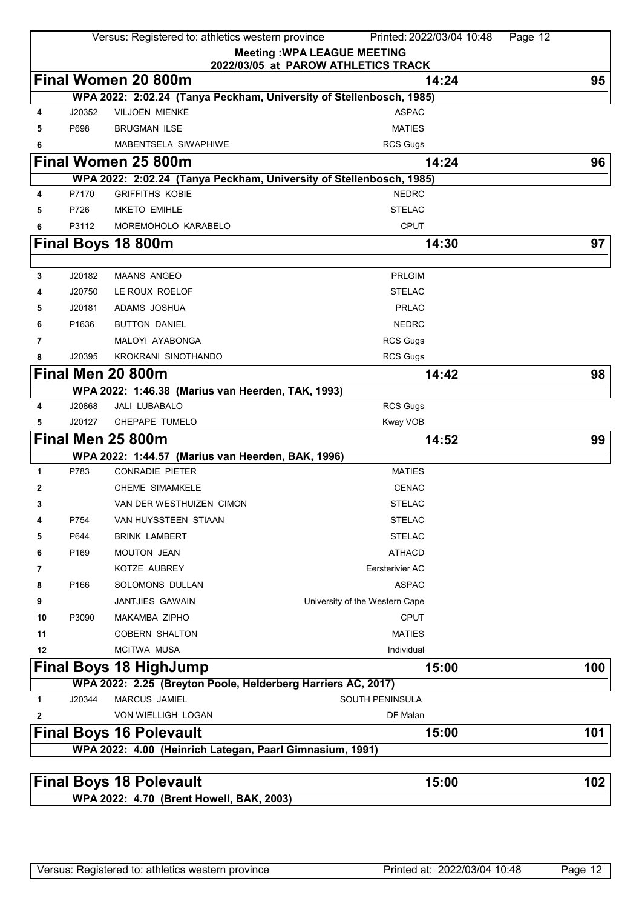**Meeting :WPA LEAGUE MEETING**
**2022/03/05 at PAROW ATHLETICS TRACK**

## Final Women 20 800m — 14:24 — 95

**WPA 2022: 2:02.24 (Tanya Peckham, University of Stellenbosch, 1985)**

| Lane | No. | Name | Club |
|---|---|---|---|
| 4 | J20352 | VILJOEN MIENKE | ASPAC |
| 5 | P698 | BRUGMAN ILSE | MATIES |
| 6 | | MABENTSELA SIWAPHIWE | RCS Gugs |

## Final Women 25 800m — 14:24 — 96

**WPA 2022: 2:02.24 (Tanya Peckham, University of Stellenbosch, 1985)**

| Lane | No. | Name | Club |
|---|---|---|---|
| 4 | P7170 | GRIFFITHS KOBIE | NEDRC |
| 5 | P726 | MKETO EMIHLE | STELAC |
| 6 | P3112 | MOREMOHOLO KARABELO | CPUT |

## Final Boys 18 800m — 14:30 — 97

| Lane | No. | Name | Club |
|---|---|---|---|
| 3 | J20182 | MAANS ANGEO | PRLGIM |
| 4 | J20750 | LE ROUX ROELOF | STELAC |
| 5 | J20181 | ADAMS JOSHUA | PRLAC |
| 6 | P1636 | BUTTON DANIEL | NEDRC |
| 7 | | MALOYI AYABONGA | RCS Gugs |
| 8 | J20395 | KROKRANI SINOTHANDO | RCS Gugs |

## Final Men 20 800m — 14:42 — 98

**WPA 2022: 1:46.38 (Marius van Heerden, TAK, 1993)**

| Lane | No. | Name | Club |
|---|---|---|---|
| 4 | J20868 | JALI LUBABALO | RCS Gugs |
| 5 | J20127 | CHEPAPE TUMELO | Kway VOB |

## Final Men 25 800m — 14:52 — 99

**WPA 2022: 1:44.57 (Marius van Heerden, BAK, 1996)**

| Lane | No. | Name | Club |
|---|---|---|---|
| 1 | P783 | CONRADIE PIETER | MATIES |
| 2 | | CHEME SIMAMKELE | CENAC |
| 3 | | VAN DER WESTHUIZEN CIMON | STELAC |
| 4 | P754 | VAN HUYSSTEEN STIAAN | STELAC |
| 5 | P644 | BRINK LAMBERT | STELAC |
| 6 | P169 | MOUTON JEAN | ATHACD |
| 7 | | KOTZE AUBREY | Eersterivier AC |
| 8 | P166 | SOLOMONS DULLAN | ASPAC |
| 9 | | JANTJIES GAWAIN | University of the Western Cape |
| 10 | P3090 | MAKAMBA ZIPHO | CPUT |
| 11 | | COBERN SHALTON | MATIES |
| 12 | | MCITWA MUSA | Individual |

## Final Boys 18 HighJump — 15:00 — 100

**WPA 2022: 2.25 (Breyton Poole, Helderberg Harriers AC, 2017)**

| Order | No. | Name | Club |
|---|---|---|---|
| 1 | J20344 | MARCUS JAMIEL | SOUTH PENINSULA |
| 2 | | VON WIELLIGH LOGAN | DF Malan |

## Final Boys 16 Polevault — 15:00 — 101

**WPA 2022: 4.00 (Heinrich Lategan, Paarl Gimnasium, 1991)**

## Final Boys 18 Polevault — 15:00 — 102

**WPA 2022: 4.70 (Brent Howell, BAK, 2003)**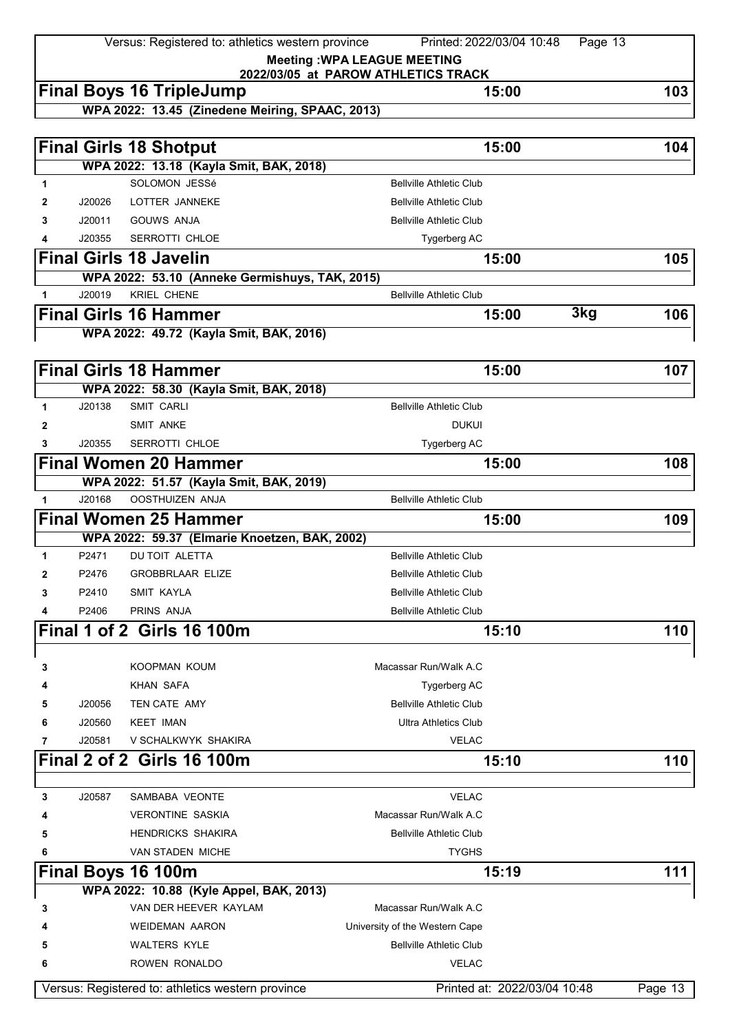**Meeting :WPA LEAGUE MEETING**
**2022/03/05 at PAROW ATHLETICS TRACK**

## Final Boys 16 TripleJump — 15:00 — 103

**WPA 2022: 13.45 (Zinedene Meiring, SPAAC, 2013)**

## Final Girls 18 Shotput — 15:00 — 104

**WPA 2022: 13.18 (Kayla Smit, BAK, 2018)**

| | | | |
|---|---|---|---|
| 1 | | SOLOMON JESSé | Bellville Athletic Club |
| 2 | J20026 | LOTTER JANNEKE | Bellville Athletic Club |
| 3 | J20011 | GOUWS ANJA | Bellville Athletic Club |
| 4 | J20355 | SERROTTI CHLOE | Tygerberg AC |

## Final Girls 18 Javelin — 15:00 — 105

**WPA 2022: 53.10 (Anneke Germishuys, TAK, 2015)**

| | | | |
|---|---|---|---|
| 1 | J20019 | KRIEL CHENE | Bellville Athletic Club |

## Final Girls 16 Hammer — 15:00 — 3kg — 106

**WPA 2022: 49.72 (Kayla Smit, BAK, 2016)**

## Final Girls 18 Hammer — 15:00 — 107

**WPA 2022: 58.30 (Kayla Smit, BAK, 2018)**

| | | | |
|---|---|---|---|
| 1 | J20138 | SMIT CARLI | Bellville Athletic Club |
| 2 | | SMIT ANKE | DUKUI |
| 3 | J20355 | SERROTTI CHLOE | Tygerberg AC |

## Final Women 20 Hammer — 15:00 — 108

**WPA 2022: 51.57 (Kayla Smit, BAK, 2019)**

| | | | |
|---|---|---|---|
| 1 | J20168 | OOSTHUIZEN ANJA | Bellville Athletic Club |

## Final Women 25 Hammer — 15:00 — 109

**WPA 2022: 59.37 (Elmarie Knoetzen, BAK, 2002)**

| | | | |
|---|---|---|---|
| 1 | P2471 | DU TOIT ALETTA | Bellville Athletic Club |
| 2 | P2476 | GROBBRLAAR ELIZE | Bellville Athletic Club |
| 3 | P2410 | SMIT KAYLA | Bellville Athletic Club |
| 4 | P2406 | PRINS ANJA | Bellville Athletic Club |

## Final 1 of 2 Girls 16 100m — 15:10 — 110

| | | | |
|---|---|---|---|
| 3 | | KOOPMAN KOUM | Macassar Run/Walk A.C |
| 4 | | KHAN SAFA | Tygerberg AC |
| 5 | J20056 | TEN CATE AMY | Bellville Athletic Club |
| 6 | J20560 | KEET IMAN | Ultra Athletics Club |
| 7 | J20581 | V SCHALKWYK SHAKIRA | VELAC |

## Final 2 of 2 Girls 16 100m — 15:10 — 110

| | | | |
|---|---|---|---|
| 3 | J20587 | SAMBABA VEONTE | VELAC |
| 4 | | VERONTINE SASKIA | Macassar Run/Walk A.C |
| 5 | | HENDRICKS SHAKIRA | Bellville Athletic Club |
| 6 | | VAN STADEN MICHE | TYGHS |

## Final Boys 16 100m — 15:19 — 111

**WPA 2022: 10.88 (Kyle Appel, BAK, 2013)**

| | | | |
|---|---|---|---|
| 3 | | VAN DER HEEVER KAYLAM | Macassar Run/Walk A.C |
| 4 | | WEIDEMAN AARON | University of the Western Cape |
| 5 | | WALTERS KYLE | Bellville Athletic Club |
| 6 | | ROWEN RONALDO | VELAC |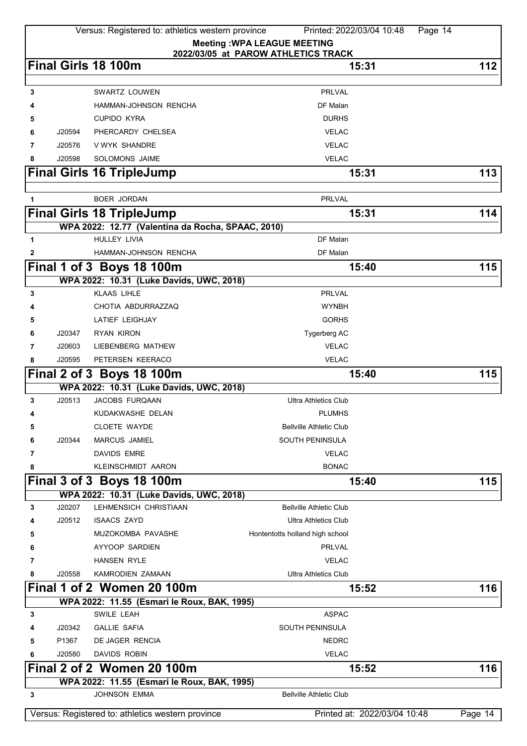**Meeting :WPA LEAGUE MEETING**
**2022/03/05 at PAROW ATHLETICS TRACK**

## Final Girls 18 100m — 15:31 — 112

| Lane | Number | Name | Club |
|---|---|---|---|
| 3 | | SWARTZ LOUWEN | PRLVAL |
| 4 | | HAMMAN-JOHNSON RENCHA | DF Malan |
| 5 | | CUPIDO KYRA | DURHS |
| 6 | J20594 | PHERCARDY CHELSEA | VELAC |
| 7 | J20576 | V WYK SHANDRE | VELAC |
| 8 | J20598 | SOLOMONS JAIME | VELAC |

## Final Girls 16 TripleJump — 15:31 — 113

| Order | Number | Name | Club |
|---|---|---|---|
| 1 | | BOER JORDAN | PRLVAL |

## Final Girls 18 TripleJump — 15:31 — 114

WPA 2022: 12.77 (Valentina da Rocha, SPAAC, 2010)

| Order | Number | Name | Club |
|---|---|---|---|
| 1 | | HULLEY LIVIA | DF Malan |
| 2 | | HAMMAN-JOHNSON RENCHA | DF Malan |

## Final 1 of 3 Boys 18 100m — 15:40 — 115

WPA 2022: 10.31 (Luke Davids, UWC, 2018)

| Lane | Number | Name | Club |
|---|---|---|---|
| 3 | | KLAAS LIHLE | PRLVAL |
| 4 | | CHOTIA ABDURRAZZAQ | WYNBH |
| 5 | | LATIEF LEIGHJAY | GORHS |
| 6 | J20347 | RYAN KIRON | Tygerberg AC |
| 7 | J20603 | LIEBENBERG MATHEW | VELAC |
| 8 | J20595 | PETERSEN KEERACO | VELAC |

## Final 2 of 3 Boys 18 100m — 15:40 — 115

WPA 2022: 10.31 (Luke Davids, UWC, 2018)

| Lane | Number | Name | Club |
|---|---|---|---|
| 3 | J20513 | JACOBS FURQAAN | Ultra Athletics Club |
| 4 | | KUDAKWASHE DELAN | PLUMHS |
| 5 | | CLOETE WAYDE | Bellville Athletic Club |
| 6 | J20344 | MARCUS JAMIEL | SOUTH PENINSULA |
| 7 | | DAVIDS EMRE | VELAC |
| 8 | | KLEINSCHMIDT AARON | BONAC |

## Final 3 of 3 Boys 18 100m — 15:40 — 115

WPA 2022: 10.31 (Luke Davids, UWC, 2018)

| Lane | Number | Name | Club |
|---|---|---|---|
| 3 | J20207 | LEHMENSICH CHRISTIAAN | Bellville Athletic Club |
| 4 | J20512 | ISAACS ZAYD | Ultra Athletics Club |
| 5 | | MUZOKOMBA PAVASHE | Hontentotts holland high school |
| 6 | | AYYOOP SARDIEN | PRLVAL |
| 7 | | HANSEN RYLE | VELAC |
| 8 | J20558 | KAMRODIEN ZAMAAN | Ultra Athletics Club |

## Final 1 of 2 Women 20 100m — 15:52 — 116

WPA 2022: 11.55 (Esmari le Roux, BAK, 1995)

| Lane | Number | Name | Club |
|---|---|---|---|
| 3 | | SWILE LEAH | ASPAC |
| 4 | J20342 | GALLIE SAFIA | SOUTH PENINSULA |
| 5 | P1367 | DE JAGER RENCIA | NEDRC |
| 6 | J20580 | DAVIDS ROBIN | VELAC |

## Final 2 of 2 Women 20 100m — 15:52 — 116

WPA 2022: 11.55 (Esmari le Roux, BAK, 1995)

| Lane | Number | Name | Club |
|---|---|---|---|
| 3 | | JOHNSON EMMA | Bellville Athletic Club |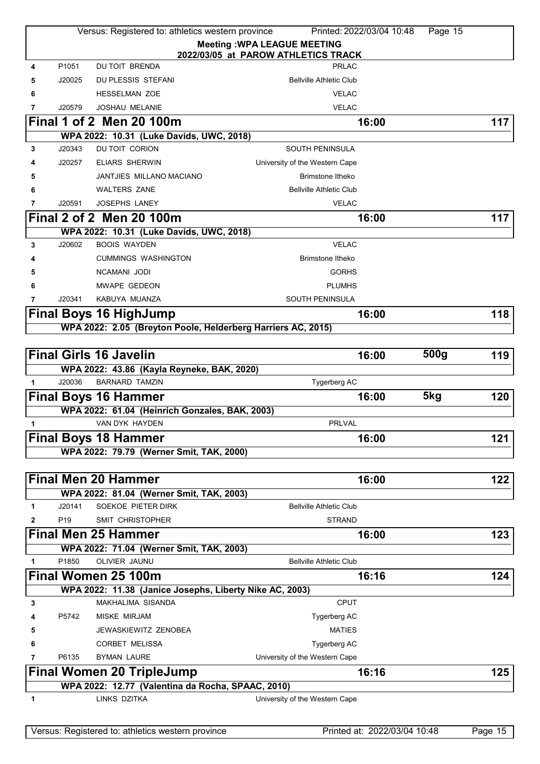**Meeting :WPA LEAGUE MEETING**
**2022/03/05 at PAROW ATHLETICS TRACK**

| | | | |
|---|---|---|---|
| 4 | P1051 | DU TOIT BRENDA | PRLAC |
| 5 | J20025 | DU PLESSIS STEFANI | Bellville Athletic Club |
| 6 | | HESSELMAN ZOE | VELAC |
| 7 | J20579 | JOSHAU MELANIE | VELAC |

## Final 1 of 2 Men 20 100m — 16:00 — 117

WPA 2022: 10.31 (Luke Davids, UWC, 2018)

| | | | |
|---|---|---|---|
| 3 | J20343 | DU TOIT CORION | SOUTH PENINSULA |
| 4 | J20257 | ELIARS SHERWIN | University of the Western Cape |
| 5 | | JANTJIES MILLANO MACIANO | Brimstone Itheko |
| 6 | | WALTERS ZANE | Bellville Athletic Club |
| 7 | J20591 | JOSEPHS LANEY | VELAC |

## Final 2 of 2 Men 20 100m — 16:00 — 117

WPA 2022: 10.31 (Luke Davids, UWC, 2018)

| | | | |
|---|---|---|---|
| 3 | J20602 | BOOIS WAYDEN | VELAC |
| 4 | | CUMMINGS WASHINGTON | Brimstone Itheko |
| 5 | | NCAMANI JODI | GORHS |
| 6 | | MWAPE GEDEON | PLUMHS |
| 7 | J20341 | KABUYA MUANZA | SOUTH PENINSULA |

## Final Boys 16 HighJump — 16:00 — 118

WPA 2022: 2.05 (Breyton Poole, Helderberg Harriers AC, 2015)

## Final Girls 16 Javelin — 16:00 — 500g — 119

WPA 2022: 43.86 (Kayla Reyneke, BAK, 2020)

| | | | |
|---|---|---|---|
| 1 | J20036 | BARNARD TAMZIN | Tygerberg AC |

## Final Boys 16 Hammer — 16:00 — 5kg — 120

WPA 2022: 61.04 (Heinrich Gonzales, BAK, 2003)

| | | | |
|---|---|---|---|
| 1 | | VAN DYK HAYDEN | PRLVAL |

## Final Boys 18 Hammer — 16:00 — 121

WPA 2022: 79.79 (Werner Smit, TAK, 2000)

## Final Men 20 Hammer — 16:00 — 122

WPA 2022: 81.04 (Werner Smit, TAK, 2003)

| | | | |
|---|---|---|---|
| 1 | J20141 | SOEKOE PIETER DIRK | Bellville Athletic Club |
| 2 | P19 | SMIT CHRISTOPHER | STRAND |

## Final Men 25 Hammer — 16:00 — 123

WPA 2022: 71.04 (Werner Smit, TAK, 2003)

| | | | |
|---|---|---|---|
| 1 | P1850 | OLIVIER JAUNU | Bellville Athletic Club |

## Final Women 25 100m — 16:16 — 124

WPA 2022: 11.38 (Janice Josephs, Liberty Nike AC, 2003)

| | | | |
|---|---|---|---|
| 3 | | MAKHALIMA SISANDA | CPUT |
| 4 | P5742 | MISKE MIRJAM | Tygerberg AC |
| 5 | | JEWASKIEWITZ ZENOBEA | MATIES |
| 6 | | CORBET MELISSA | Tygerberg AC |
| 7 | P6135 | BYMAN LAURE | University of the Western Cape |

## Final Women 20 TripleJump — 16:16 — 125

WPA 2022: 12.77 (Valentina da Rocha, SPAAC, 2010)

| | | | |
|---|---|---|---|
| 1 | | LINKS DZITKA | University of the Western Cape |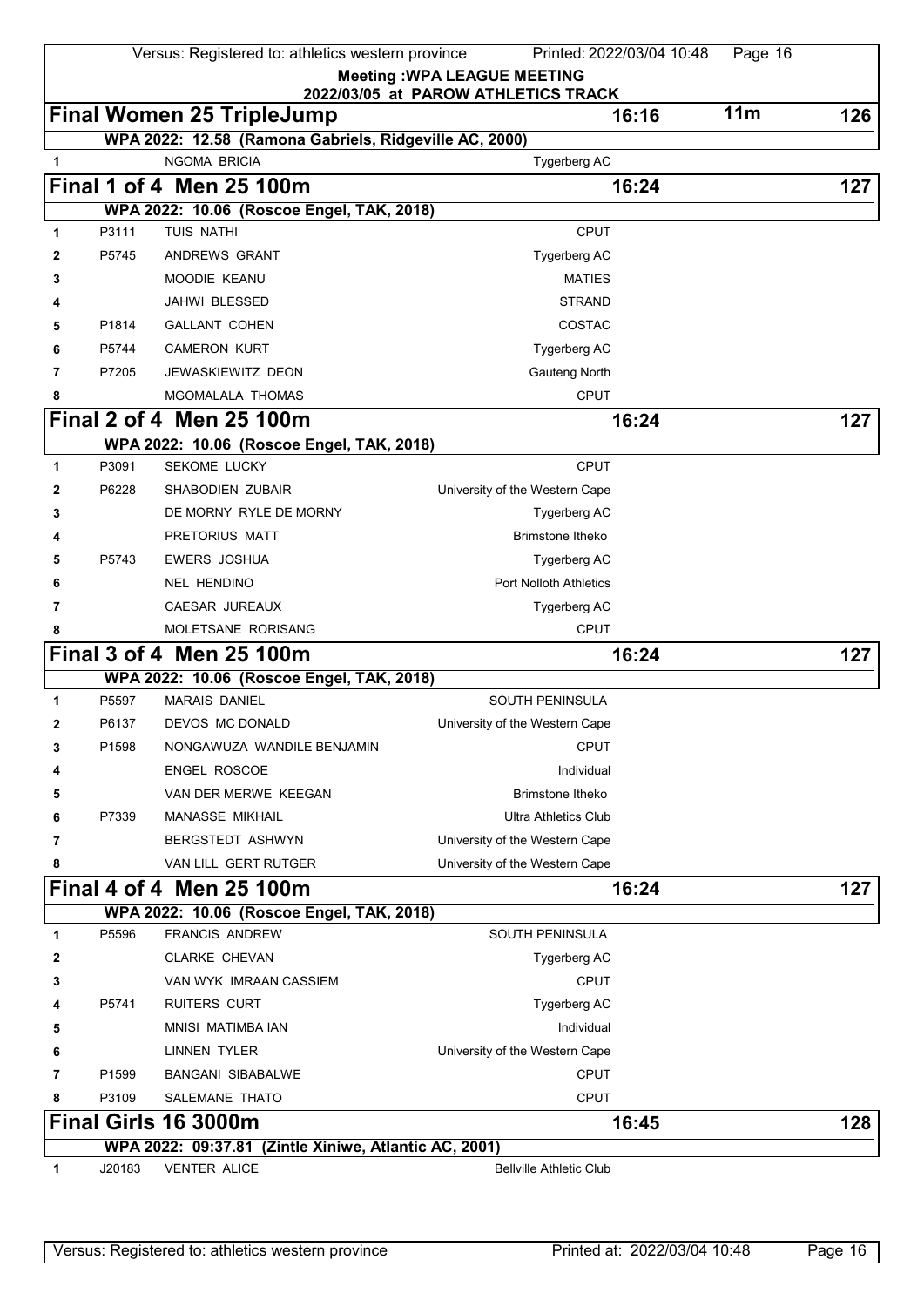**Meeting :WPA LEAGUE MEETING**
**2022/03/05 at PAROW ATHLETICS TRACK**

## Final Women 25 TripleJump — 16:16 — 11m — 126

**WPA 2022: 12.58 (Ramona Gabriels, Ridgeville AC, 2000)**

| # | Lic | Name | Club |
|---|---|---|---|
| 1 | | NGOMA BRICIA | Tygerberg AC |

## Final 1 of 4 Men 25 100m — 16:24 — 127

**WPA 2022: 10.06 (Roscoe Engel, TAK, 2018)**

| # | Lic | Name | Club |
|---|---|---|---|
| 1 | P3111 | TUIS NATHI | CPUT |
| 2 | P5745 | ANDREWS GRANT | Tygerberg AC |
| 3 | | MOODIE KEANU | MATIES |
| 4 | | JAHWI BLESSED | STRAND |
| 5 | P1814 | GALLANT COHEN | COSTAC |
| 6 | P5744 | CAMERON KURT | Tygerberg AC |
| 7 | P7205 | JEWASKIEWITZ DEON | Gauteng North |
| 8 | | MGOMALALA THOMAS | CPUT |

## Final 2 of 4 Men 25 100m — 16:24 — 127

**WPA 2022: 10.06 (Roscoe Engel, TAK, 2018)**

| # | Lic | Name | Club |
|---|---|---|---|
| 1 | P3091 | SEKOME LUCKY | CPUT |
| 2 | P6228 | SHABODIEN ZUBAIR | University of the Western Cape |
| 3 | | DE MORNY RYLE DE MORNY | Tygerberg AC |
| 4 | | PRETORIUS MATT | Brimstone Itheko |
| 5 | P5743 | EWERS JOSHUA | Tygerberg AC |
| 6 | | NEL HENDINO | Port Nolloth Athletics |
| 7 | | CAESAR JUREAUX | Tygerberg AC |
| 8 | | MOLETSANE RORISANG | CPUT |

## Final 3 of 4 Men 25 100m — 16:24 — 127

**WPA 2022: 10.06 (Roscoe Engel, TAK, 2018)**

| # | Lic | Name | Club |
|---|---|---|---|
| 1 | P5597 | MARAIS DANIEL | SOUTH PENINSULA |
| 2 | P6137 | DEVOS MC DONALD | University of the Western Cape |
| 3 | P1598 | NONGAWUZA WANDILE BENJAMIN | CPUT |
| 4 | | ENGEL ROSCOE | Individual |
| 5 | | VAN DER MERWE KEEGAN | Brimstone Itheko |
| 6 | P7339 | MANASSE MIKHAIL | Ultra Athletics Club |
| 7 | | BERGSTEDT ASHWYN | University of the Western Cape |
| 8 | | VAN LILL GERT RUTGER | University of the Western Cape |

## Final 4 of 4 Men 25 100m — 16:24 — 127

**WPA 2022: 10.06 (Roscoe Engel, TAK, 2018)**

| # | Lic | Name | Club |
|---|---|---|---|
| 1 | P5596 | FRANCIS ANDREW | SOUTH PENINSULA |
| 2 | | CLARKE CHEVAN | Tygerberg AC |
| 3 | | VAN WYK IMRAAN CASSIEM | CPUT |
| 4 | P5741 | RUITERS CURT | Tygerberg AC |
| 5 | | MNISI MATIMBA IAN | Individual |
| 6 | | LINNEN TYLER | University of the Western Cape |
| 7 | P1599 | BANGANI SIBABALWE | CPUT |
| 8 | P3109 | SALEMANE THATO | CPUT |

## Final Girls 16 3000m — 16:45 — 128

**WPA 2022: 09:37.81 (Zintle Xiniwe, Atlantic AC, 2001)**

| # | Lic | Name | Club |
|---|---|---|---|
| 1 | J20183 | VENTER ALICE | Bellville Athletic Club |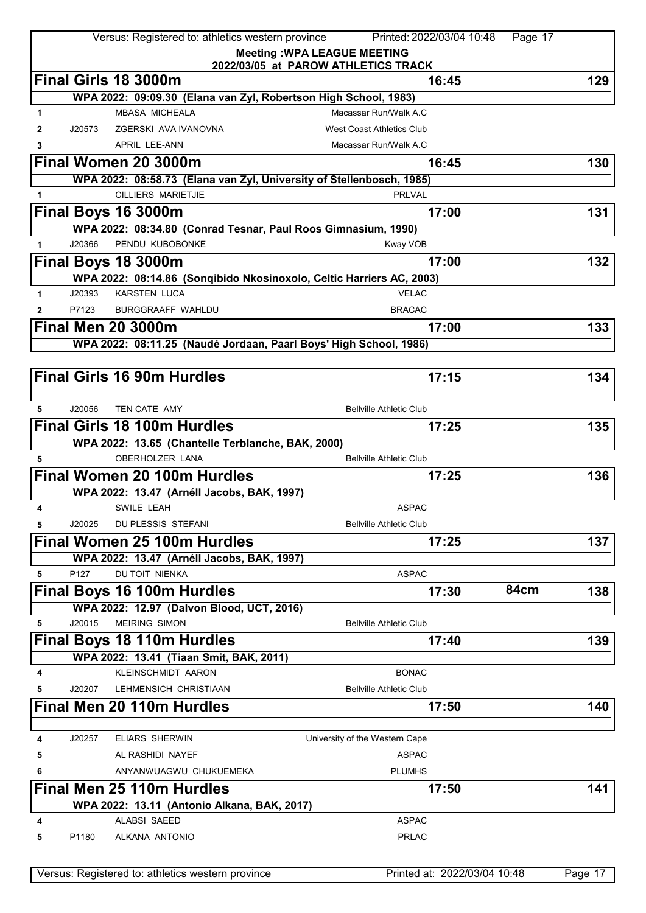**Meeting :WPA LEAGUE MEETING**
**2022/03/05 at PAROW ATHLETICS TRACK**

## Final Girls 18 3000m — 16:45 — 129

WPA 2022: 09:09.30 (Elana van Zyl, Robertson High School, 1983)

| Lane | No. | Name | Club |
|---|---|---|---|
| 1 | | MBASA MICHEALA | Macassar Run/Walk A.C |
| 2 | J20573 | ZGERSKI AVA IVANOVNA | West Coast Athletics Club |
| 3 | | APRIL LEE-ANN | Macassar Run/Walk A.C |

## Final Women 20 3000m — 16:45 — 130

WPA 2022: 08:58.73 (Elana van Zyl, University of Stellenbosch, 1985)

| Lane | No. | Name | Club |
|---|---|---|---|
| 1 | | CILLIERS MARIETJIE | PRLVAL |

## Final Boys 16 3000m — 17:00 — 131

WPA 2022: 08:34.80 (Conrad Tesnar, Paul Roos Gimnasium, 1990)

| Lane | No. | Name | Club |
|---|---|---|---|
| 1 | J20366 | PENDU KUBOBONKE | Kway VOB |

## Final Boys 18 3000m — 17:00 — 132

WPA 2022: 08:14.86 (Songibido Nkosinoxolo, Celtic Harriers AC, 2003)

| Lane | No. | Name | Club |
|---|---|---|---|
| 1 | J20393 | KARSTEN LUCA | VELAC |
| 2 | P7123 | BURGGRAAFF WAHLDU | BRACAC |

## Final Men 20 3000m — 17:00 — 133

WPA 2022: 08:11.25 (Naudé Jordaan, Paarl Boys' High School, 1986)

## Final Girls 16 90m Hurdles — 17:15 — 134

| Lane | No. | Name | Club |
|---|---|---|---|
| 5 | J20056 | TEN CATE AMY | Bellville Athletic Club |

## Final Girls 18 100m Hurdles — 17:25 — 135

WPA 2022: 13.65 (Chantelle Terblanche, BAK, 2000)

| Lane | No. | Name | Club |
|---|---|---|---|
| 5 | | OBERHOLZER LANA | Bellville Athletic Club |

## Final Women 20 100m Hurdles — 17:25 — 136

WPA 2022: 13.47 (Arnéll Jacobs, BAK, 1997)

| Lane | No. | Name | Club |
|---|---|---|---|
| 4 | | SWILE LEAH | ASPAC |
| 5 | J20025 | DU PLESSIS STEFANI | Bellville Athletic Club |

## Final Women 25 100m Hurdles — 17:25 — 137

WPA 2022: 13.47 (Arnéll Jacobs, BAK, 1997)

| Lane | No. | Name | Club |
|---|---|---|---|
| 5 | P127 | DU TOIT NIENKA | ASPAC |

## Final Boys 16 100m Hurdles — 17:30 — 84cm — 138

WPA 2022: 12.97 (Dalvon Blood, UCT, 2016)

| Lane | No. | Name | Club |
|---|---|---|---|
| 5 | J20015 | MEIRING SIMON | Bellville Athletic Club |

## Final Boys 18 110m Hurdles — 17:40 — 139

WPA 2022: 13.41 (Tiaan Smit, BAK, 2011)

| Lane | No. | Name | Club |
|---|---|---|---|
| 4 | | KLEINSCHMIDT AARON | BONAC |
| 5 | J20207 | LEHMENSICH CHRISTIAAN | Bellville Athletic Club |

## Final Men 20 110m Hurdles — 17:50 — 140

| Lane | No. | Name | Club |
|---|---|---|---|
| 4 | J20257 | ELIARS SHERWIN | University of the Western Cape |
| 5 | | AL RASHIDI NAYEF | ASPAC |
| 6 | | ANYANWUAGWU CHUKUEMEKA | PLUMHS |

## Final Men 25 110m Hurdles — 17:50 — 141

WPA 2022: 13.11 (Antonio Alkana, BAK, 2017)

| Lane | No. | Name | Club |
|---|---|---|---|
| 4 | | ALABSI SAEED | ASPAC |
| 5 | P1180 | ALKANA ANTONIO | PRLAC |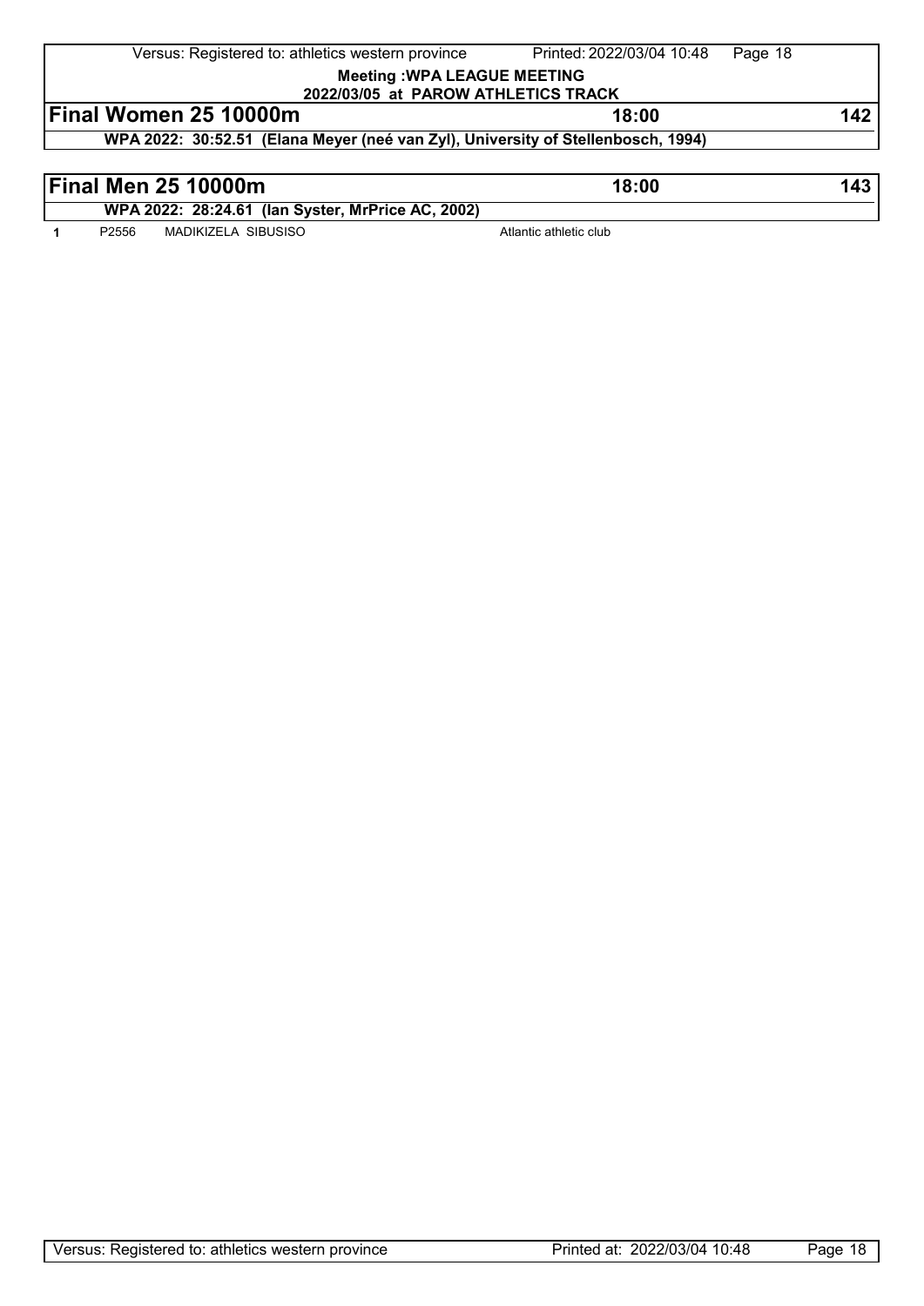**Meeting :WPA LEAGUE MEETING**
**2022/03/05 at PAROW ATHLETICS TRACK**

## Final Women 25 10000m — 18:00 — 142

**WPA 2022: 30:52.51 (Elana Meyer (neé van Zyl), University of Stellenbosch, 1994)**

## Final Men 25 10000m — 18:00 — 143

**WPA 2022: 28:24.61 (Ian Syster, MrPrice AC, 2002)**

| | | | |
|---|---|---|---|
| 1 | P2556 | MADIKIZELA SIBUSISO | Atlantic athletic club |